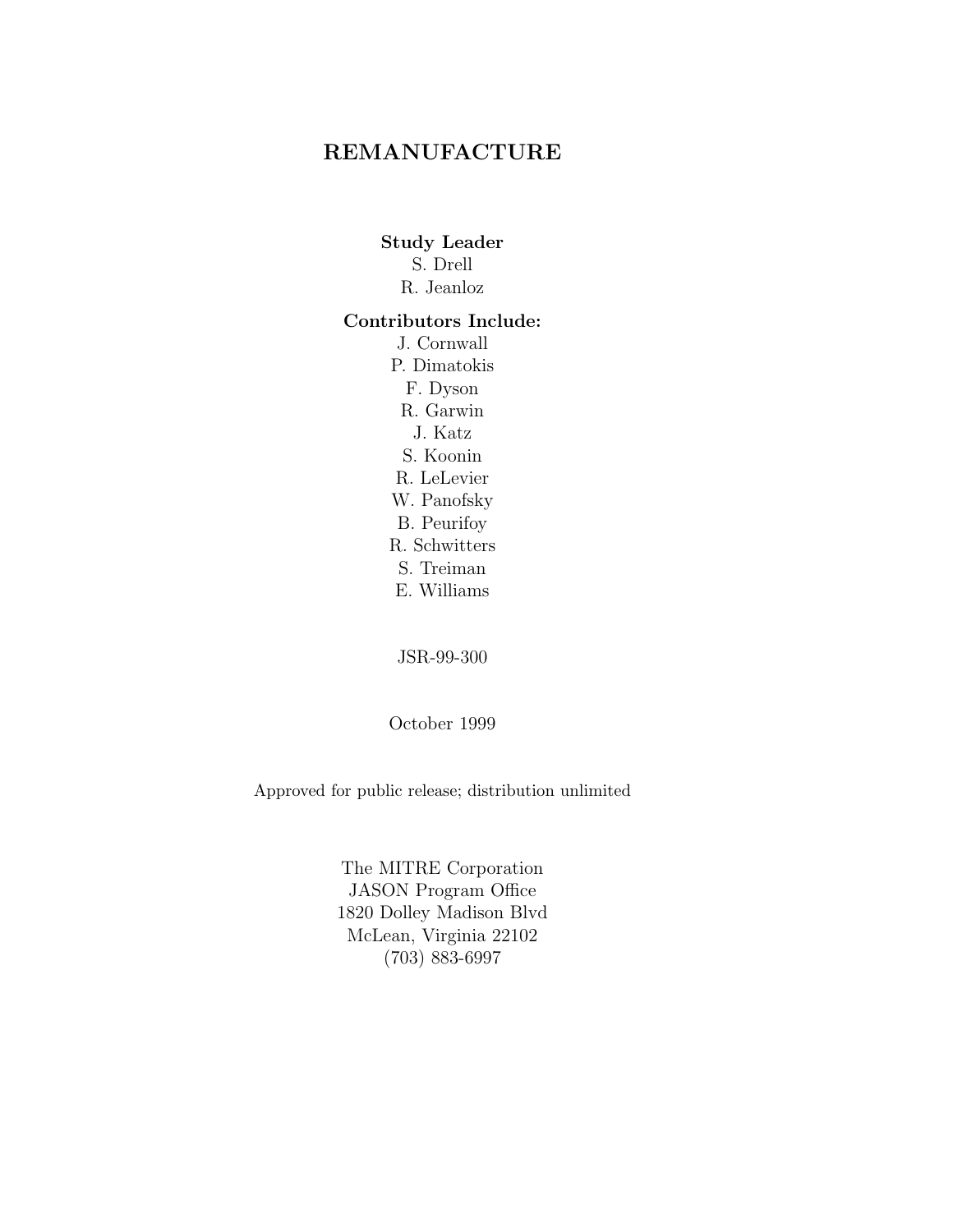# REMANUFACTURE

**Study Leader**

S. Drell

R. Jeanloz

**Contributors Include:**

J. Cornwall

P. Dimatokis

F. Dyson

R. Garwin

J. Katz

S. Koonin

R. LeLevier

W. Panofsky

B. Peurifoy

R. Schwitters

S. Treiman

E. Williams

JSR-99-300

October 1999

Approved for public release; distribution unlimited

The MITRE Corporation
JASON Program Office
1820 Dolley Madison Blvd
McLean, Virginia 22102
(703) 883-6997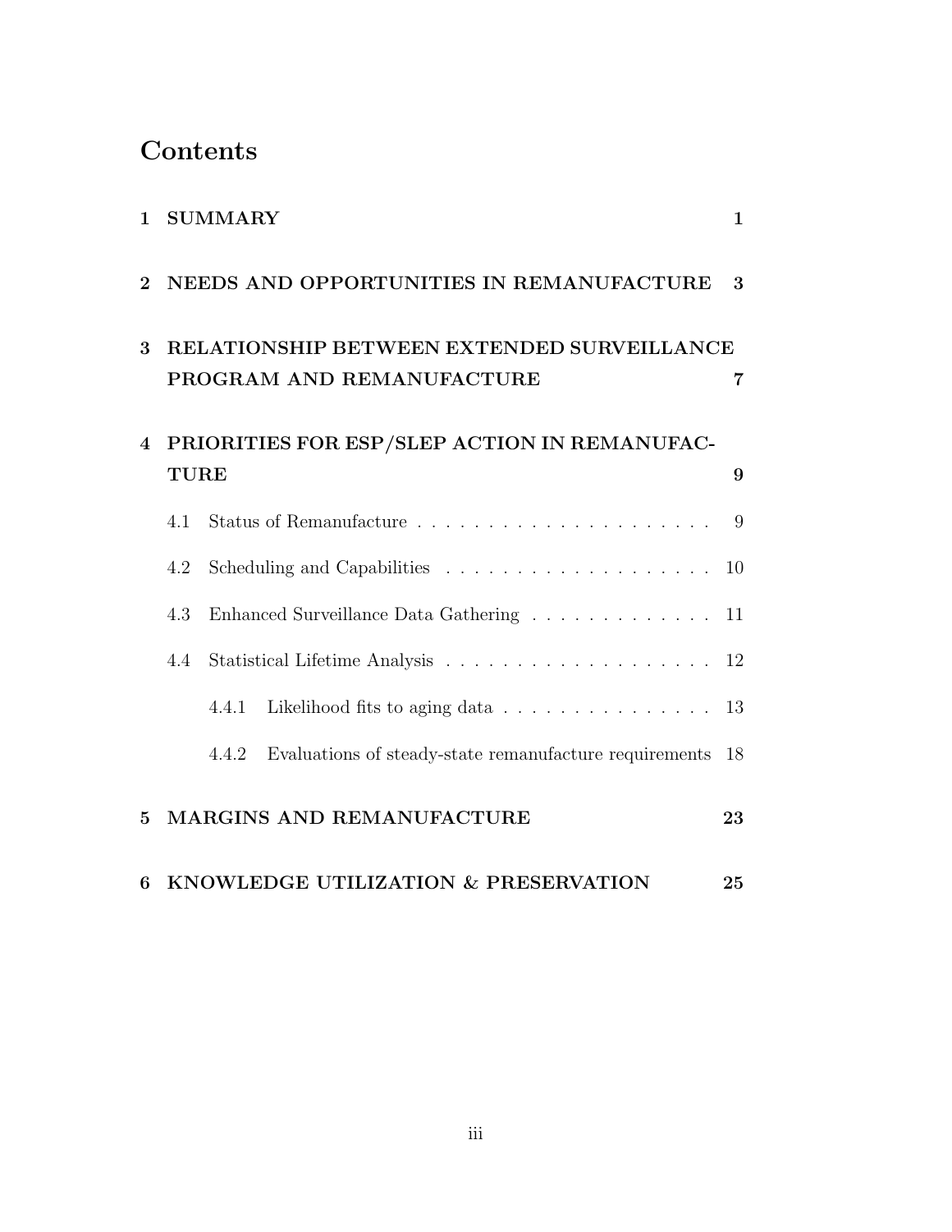# Contents

1 SUMMARY 1

2 NEEDS AND OPPORTUNITIES IN REMANUFACTURE 3

3 RELATIONSHIP BETWEEN EXTENDED SURVEILLANCE PROGRAM AND REMANUFACTURE 7

4 PRIORITIES FOR ESP/SLEP ACTION IN REMANUFACTURE 9

- 4.1 Status of Remanufacture . . . . . . . . . . . . . . . . . . . . . 9
- 4.2 Scheduling and Capabilities . . . . . . . . . . . . . . . . . . . 10
- 4.3 Enhanced Surveillance Data Gathering . . . . . . . . . . . . . 11
- 4.4 Statistical Lifetime Analysis . . . . . . . . . . . . . . . . . . . 12
  - 4.4.1 Likelihood fits to aging data . . . . . . . . . . . . . . . . 13
  - 4.4.2 Evaluations of steady-state remanufacture requirements 18

5 MARGINS AND REMANUFACTURE 23

6 KNOWLEDGE UTILIZATION & PRESERVATION 25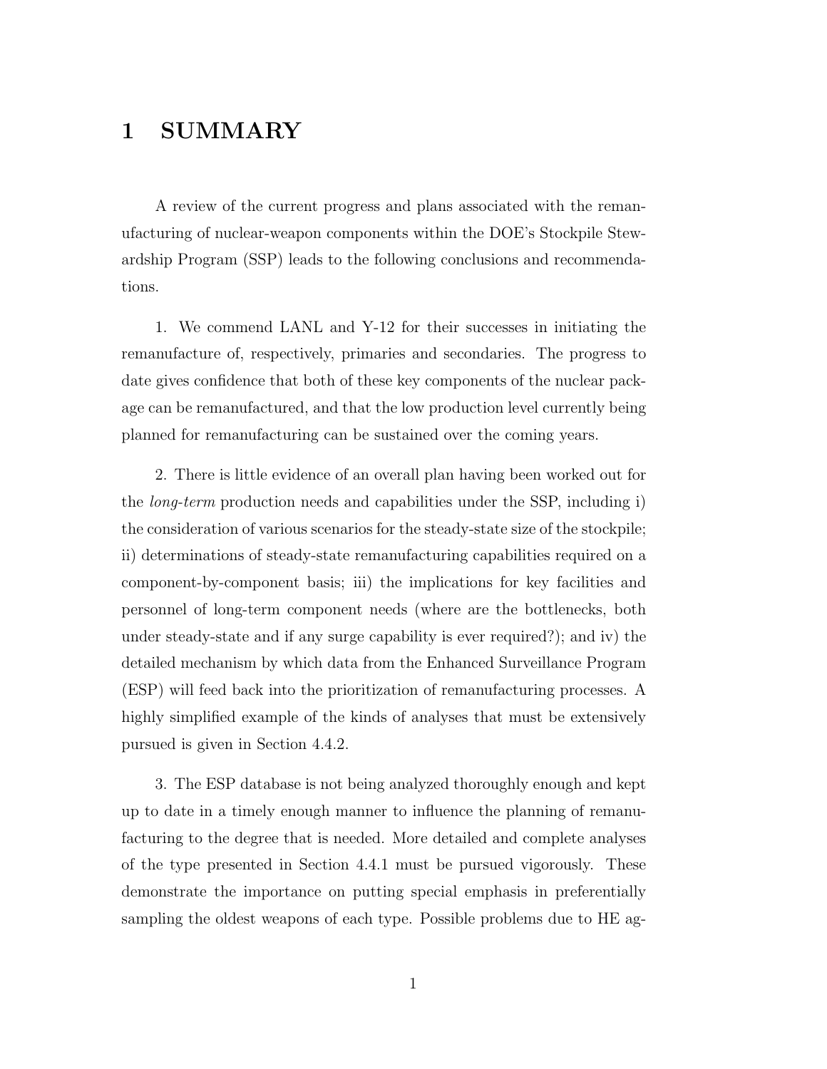# 1 SUMMARY

A review of the current progress and plans associated with the remanufacturing of nuclear-weapon components within the DOE's Stockpile Stewardship Program (SSP) leads to the following conclusions and recommendations.

1. We commend LANL and Y-12 for their successes in initiating the remanufacture of, respectively, primaries and secondaries. The progress to date gives confidence that both of these key components of the nuclear package can be remanufactured, and that the low production level currently being planned for remanufacturing can be sustained over the coming years.

2. There is little evidence of an overall plan having been worked out for the *long-term* production needs and capabilities under the SSP, including i) the consideration of various scenarios for the steady-state size of the stockpile; ii) determinations of steady-state remanufacturing capabilities required on a component-by-component basis; iii) the implications for key facilities and personnel of long-term component needs (where are the bottlenecks, both under steady-state and if any surge capability is ever required?); and iv) the detailed mechanism by which data from the Enhanced Surveillance Program (ESP) will feed back into the prioritization of remanufacturing processes. A highly simplified example of the kinds of analyses that must be extensively pursued is given in Section 4.4.2.

3. The ESP database is not being analyzed thoroughly enough and kept up to date in a timely enough manner to influence the planning of remanufacturing to the degree that is needed. More detailed and complete analyses of the type presented in Section 4.4.1 must be pursued vigorously. These demonstrate the importance on putting special emphasis in preferentially sampling the oldest weapons of each type. Possible problems due to HE ag-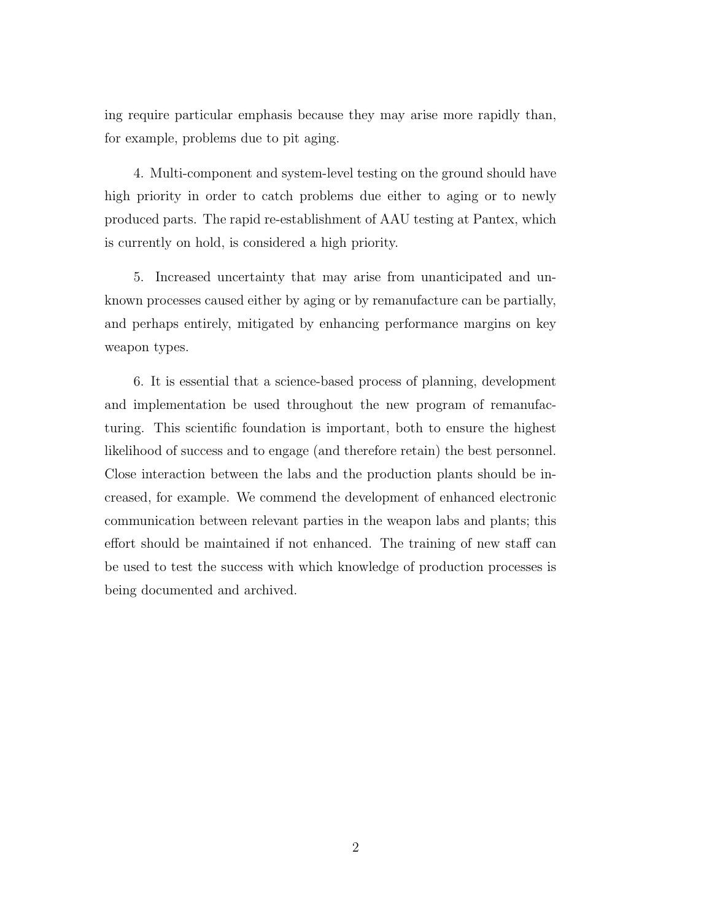ing require particular emphasis because they may arise more rapidly than, for example, problems due to pit aging.

4. Multi-component and system-level testing on the ground should have high priority in order to catch problems due either to aging or to newly produced parts. The rapid re-establishment of AAU testing at Pantex, which is currently on hold, is considered a high priority.

5. Increased uncertainty that may arise from unanticipated and unknown processes caused either by aging or by remanufacture can be partially, and perhaps entirely, mitigated by enhancing performance margins on key weapon types.

6. It is essential that a science-based process of planning, development and implementation be used throughout the new program of remanufacturing. This scientific foundation is important, both to ensure the highest likelihood of success and to engage (and therefore retain) the best personnel. Close interaction between the labs and the production plants should be increased, for example. We commend the development of enhanced electronic communication between relevant parties in the weapon labs and plants; this effort should be maintained if not enhanced. The training of new staff can be used to test the success with which knowledge of production processes is being documented and archived.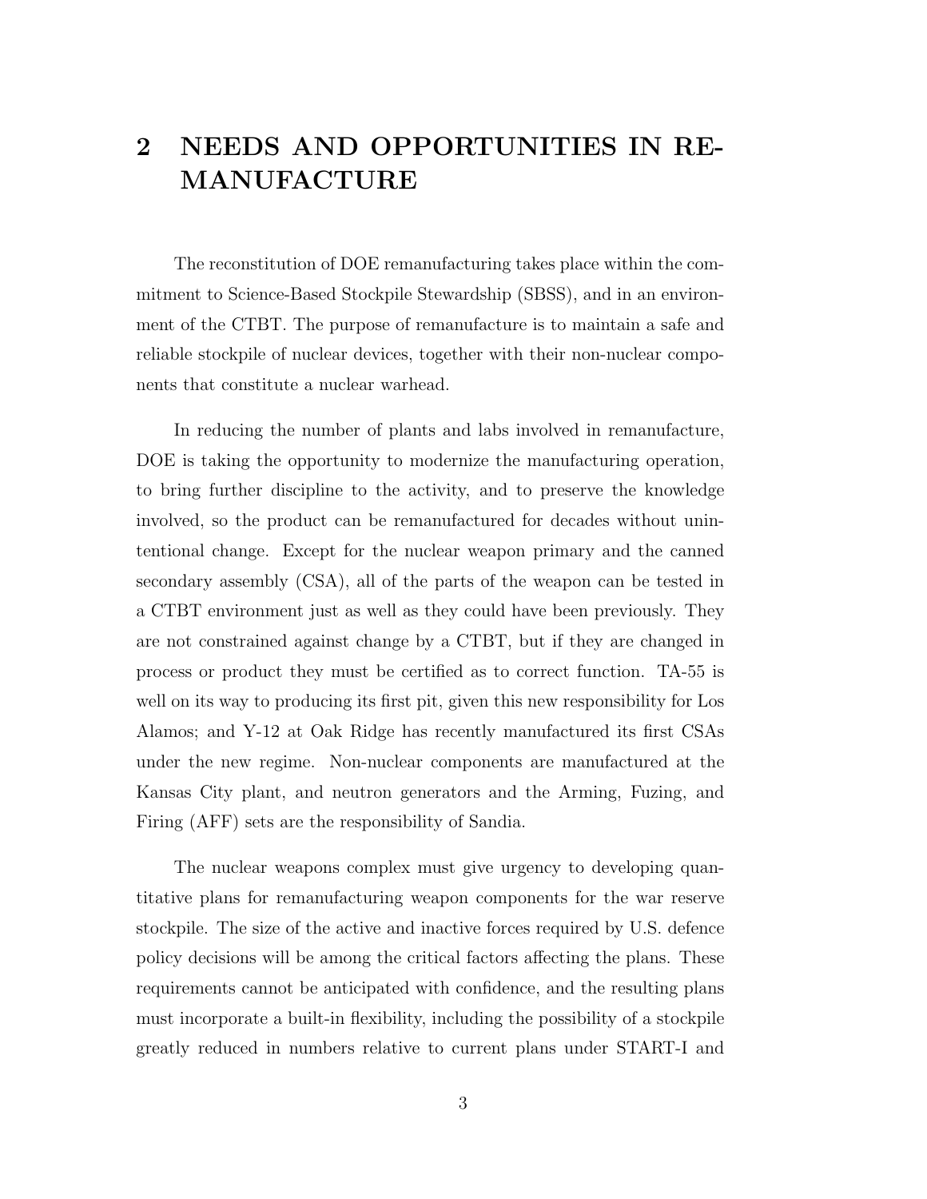# 2 NEEDS AND OPPORTUNITIES IN REMANUFACTURE

The reconstitution of DOE remanufacturing takes place within the commitment to Science-Based Stockpile Stewardship (SBSS), and in an environment of the CTBT. The purpose of remanufacture is to maintain a safe and reliable stockpile of nuclear devices, together with their non-nuclear components that constitute a nuclear warhead.

In reducing the number of plants and labs involved in remanufacture, DOE is taking the opportunity to modernize the manufacturing operation, to bring further discipline to the activity, and to preserve the knowledge involved, so the product can be remanufactured for decades without unintentional change. Except for the nuclear weapon primary and the canned secondary assembly (CSA), all of the parts of the weapon can be tested in a CTBT environment just as well as they could have been previously. They are not constrained against change by a CTBT, but if they are changed in process or product they must be certified as to correct function. TA-55 is well on its way to producing its first pit, given this new responsibility for Los Alamos; and Y-12 at Oak Ridge has recently manufactured its first CSAs under the new regime. Non-nuclear components are manufactured at the Kansas City plant, and neutron generators and the Arming, Fuzing, and Firing (AFF) sets are the responsibility of Sandia.

The nuclear weapons complex must give urgency to developing quantitative plans for remanufacturing weapon components for the war reserve stockpile. The size of the active and inactive forces required by U.S. defence policy decisions will be among the critical factors affecting the plans. These requirements cannot be anticipated with confidence, and the resulting plans must incorporate a built-in flexibility, including the possibility of a stockpile greatly reduced in numbers relative to current plans under START-I and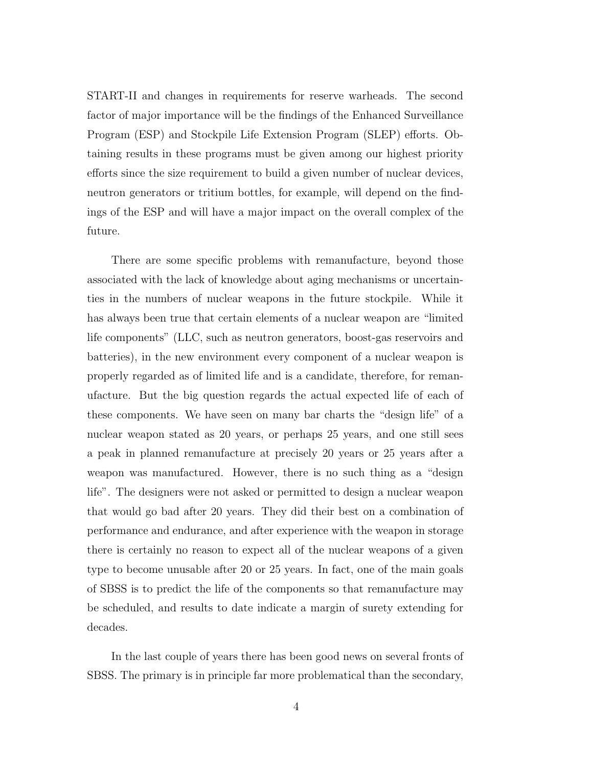START-II and changes in requirements for reserve warheads. The second factor of major importance will be the findings of the Enhanced Surveillance Program (ESP) and Stockpile Life Extension Program (SLEP) efforts. Obtaining results in these programs must be given among our highest priority efforts since the size requirement to build a given number of nuclear devices, neutron generators or tritium bottles, for example, will depend on the findings of the ESP and will have a major impact on the overall complex of the future.

There are some specific problems with remanufacture, beyond those associated with the lack of knowledge about aging mechanisms or uncertainties in the numbers of nuclear weapons in the future stockpile. While it has always been true that certain elements of a nuclear weapon are "limited life components" (LLC, such as neutron generators, boost-gas reservoirs and batteries), in the new environment every component of a nuclear weapon is properly regarded as of limited life and is a candidate, therefore, for remanufacture. But the big question regards the actual expected life of each of these components. We have seen on many bar charts the "design life" of a nuclear weapon stated as 20 years, or perhaps 25 years, and one still sees a peak in planned remanufacture at precisely 20 years or 25 years after a weapon was manufactured. However, there is no such thing as a "design life". The designers were not asked or permitted to design a nuclear weapon that would go bad after 20 years. They did their best on a combination of performance and endurance, and after experience with the weapon in storage there is certainly no reason to expect all of the nuclear weapons of a given type to become unusable after 20 or 25 years. In fact, one of the main goals of SBSS is to predict the life of the components so that remanufacture may be scheduled, and results to date indicate a margin of surety extending for decades.

In the last couple of years there has been good news on several fronts of SBSS. The primary is in principle far more problematical than the secondary,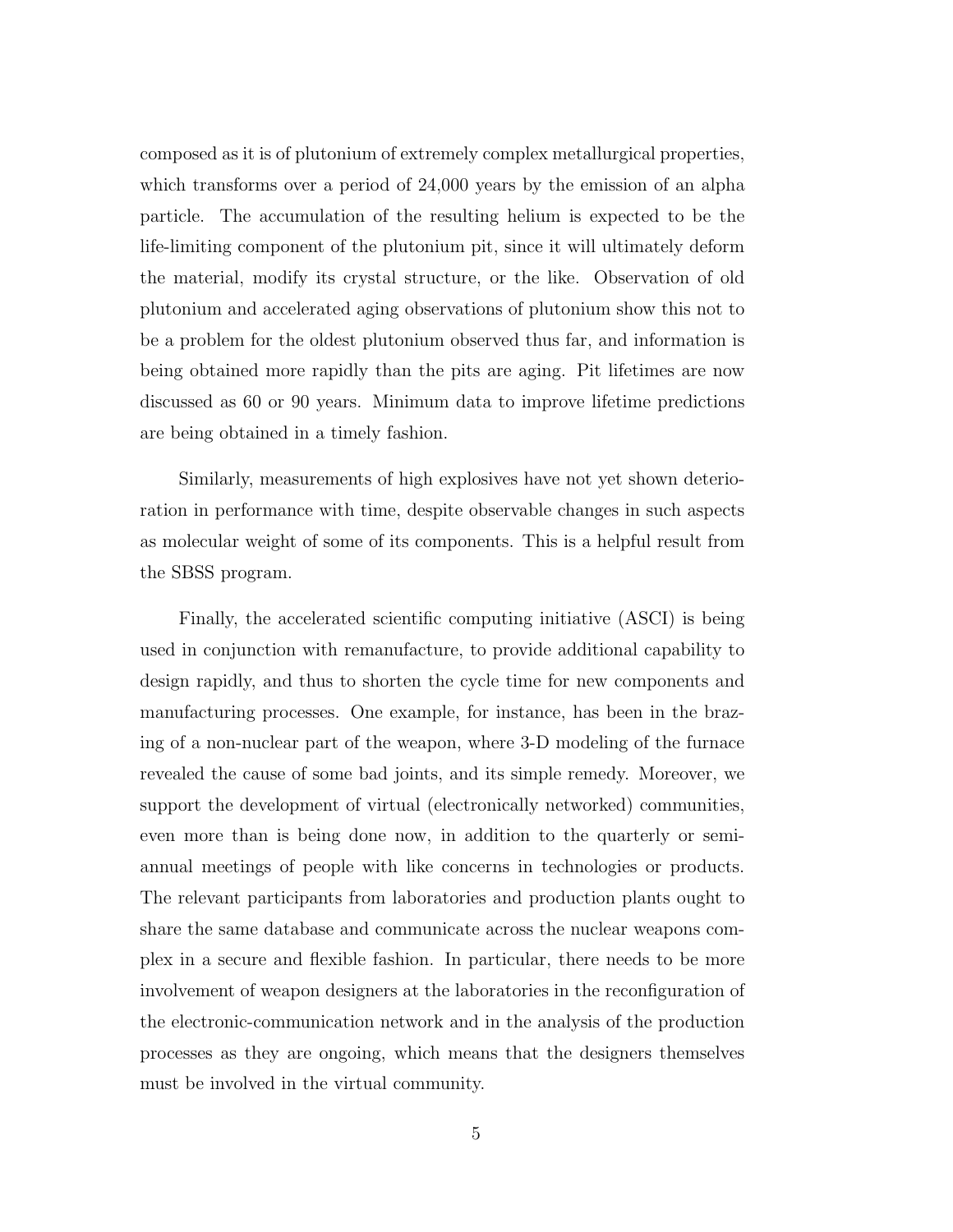composed as it is of plutonium of extremely complex metallurgical properties, which transforms over a period of 24,000 years by the emission of an alpha particle. The accumulation of the resulting helium is expected to be the life-limiting component of the plutonium pit, since it will ultimately deform the material, modify its crystal structure, or the like. Observation of old plutonium and accelerated aging observations of plutonium show this not to be a problem for the oldest plutonium observed thus far, and information is being obtained more rapidly than the pits are aging. Pit lifetimes are now discussed as 60 or 90 years. Minimum data to improve lifetime predictions are being obtained in a timely fashion.

Similarly, measurements of high explosives have not yet shown deterioration in performance with time, despite observable changes in such aspects as molecular weight of some of its components. This is a helpful result from the SBSS program.

Finally, the accelerated scientific computing initiative (ASCI) is being used in conjunction with remanufacture, to provide additional capability to design rapidly, and thus to shorten the cycle time for new components and manufacturing processes. One example, for instance, has been in the brazing of a non-nuclear part of the weapon, where 3-D modeling of the furnace revealed the cause of some bad joints, and its simple remedy. Moreover, we support the development of virtual (electronically networked) communities, even more than is being done now, in addition to the quarterly or semi-annual meetings of people with like concerns in technologies or products. The relevant participants from laboratories and production plants ought to share the same database and communicate across the nuclear weapons complex in a secure and flexible fashion. In particular, there needs to be more involvement of weapon designers at the laboratories in the reconfiguration of the electronic-communication network and in the analysis of the production processes as they are ongoing, which means that the designers themselves must be involved in the virtual community.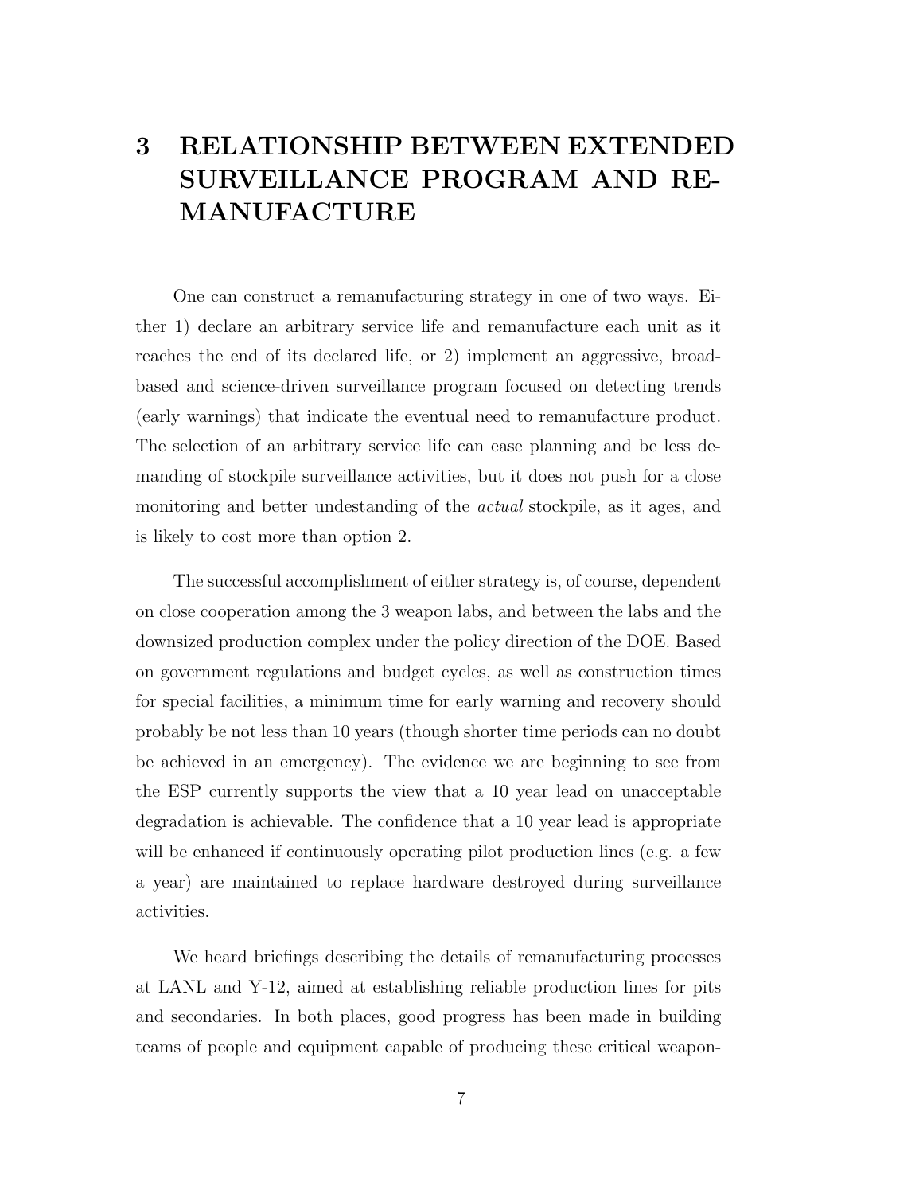# 3 RELATIONSHIP BETWEEN EXTENDED SURVEILLANCE PROGRAM AND REMANUFACTURE

One can construct a remanufacturing strategy in one of two ways. Either 1) declare an arbitrary service life and remanufacture each unit as it reaches the end of its declared life, or 2) implement an aggressive, broad-based and science-driven surveillance program focused on detecting trends (early warnings) that indicate the eventual need to remanufacture product. The selection of an arbitrary service life can ease planning and be less demanding of stockpile surveillance activities, but it does not push for a close monitoring and better undestanding of the *actual* stockpile, as it ages, and is likely to cost more than option 2.

The successful accomplishment of either strategy is, of course, dependent on close cooperation among the 3 weapon labs, and between the labs and the downsized production complex under the policy direction of the DOE. Based on government regulations and budget cycles, as well as construction times for special facilities, a minimum time for early warning and recovery should probably be not less than 10 years (though shorter time periods can no doubt be achieved in an emergency). The evidence we are beginning to see from the ESP currently supports the view that a 10 year lead on unacceptable degradation is achievable. The confidence that a 10 year lead is appropriate will be enhanced if continuously operating pilot production lines (e.g. a few a year) are maintained to replace hardware destroyed during surveillance activities.

We heard briefings describing the details of remanufacturing processes at LANL and Y-12, aimed at establishing reliable production lines for pits and secondaries. In both places, good progress has been made in building teams of people and equipment capable of producing these critical weapon-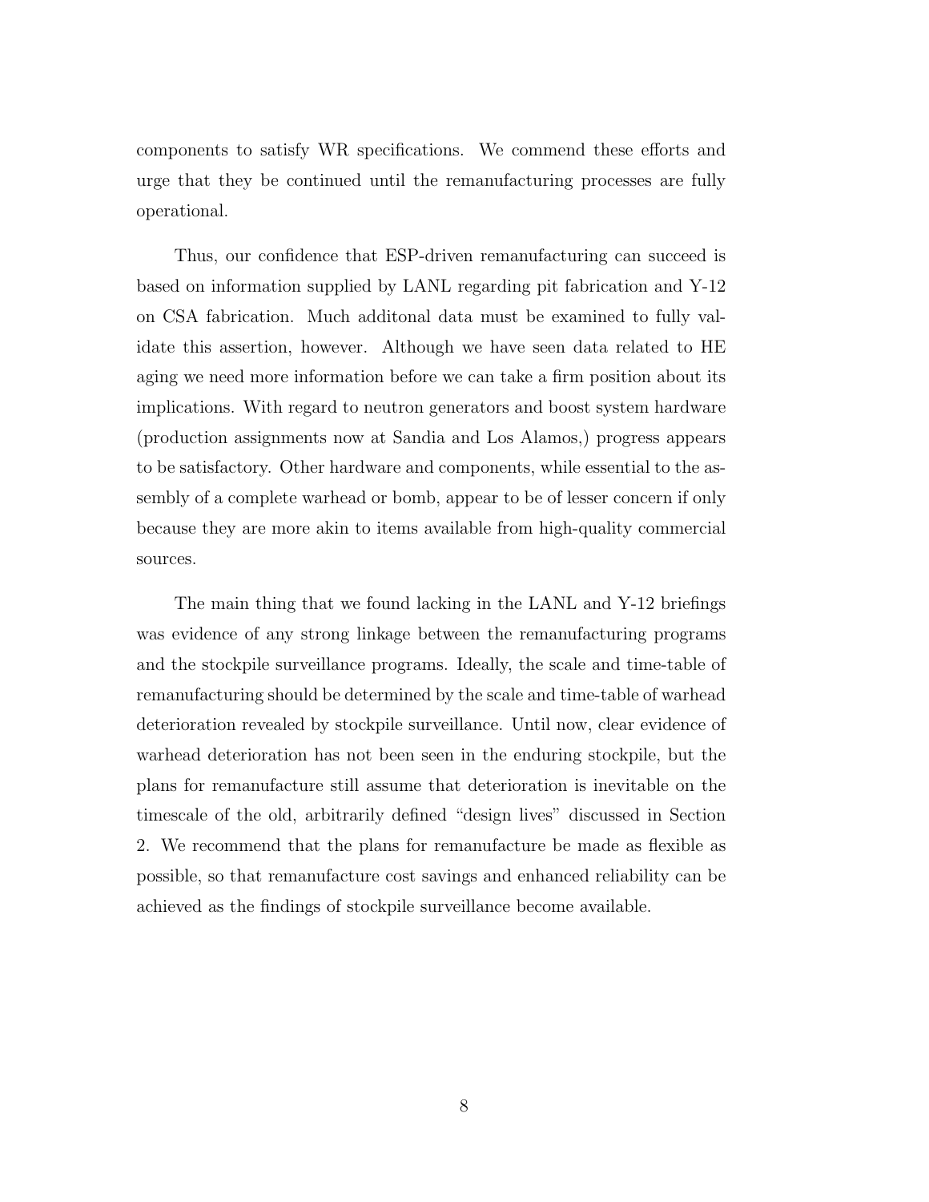components to satisfy WR specifications. We commend these efforts and urge that they be continued until the remanufacturing processes are fully operational.

Thus, our confidence that ESP-driven remanufacturing can succeed is based on information supplied by LANL regarding pit fabrication and Y-12 on CSA fabrication. Much additonal data must be examined to fully validate this assertion, however. Although we have seen data related to HE aging we need more information before we can take a firm position about its implications. With regard to neutron generators and boost system hardware (production assignments now at Sandia and Los Alamos,) progress appears to be satisfactory. Other hardware and components, while essential to the assembly of a complete warhead or bomb, appear to be of lesser concern if only because they are more akin to items available from high-quality commercial sources.

The main thing that we found lacking in the LANL and Y-12 briefings was evidence of any strong linkage between the remanufacturing programs and the stockpile surveillance programs. Ideally, the scale and time-table of remanufacturing should be determined by the scale and time-table of warhead deterioration revealed by stockpile surveillance. Until now, clear evidence of warhead deterioration has not been seen in the enduring stockpile, but the plans for remanufacture still assume that deterioration is inevitable on the timescale of the old, arbitrarily defined "design lives" discussed in Section 2. We recommend that the plans for remanufacture be made as flexible as possible, so that remanufacture cost savings and enhanced reliability can be achieved as the findings of stockpile surveillance become available.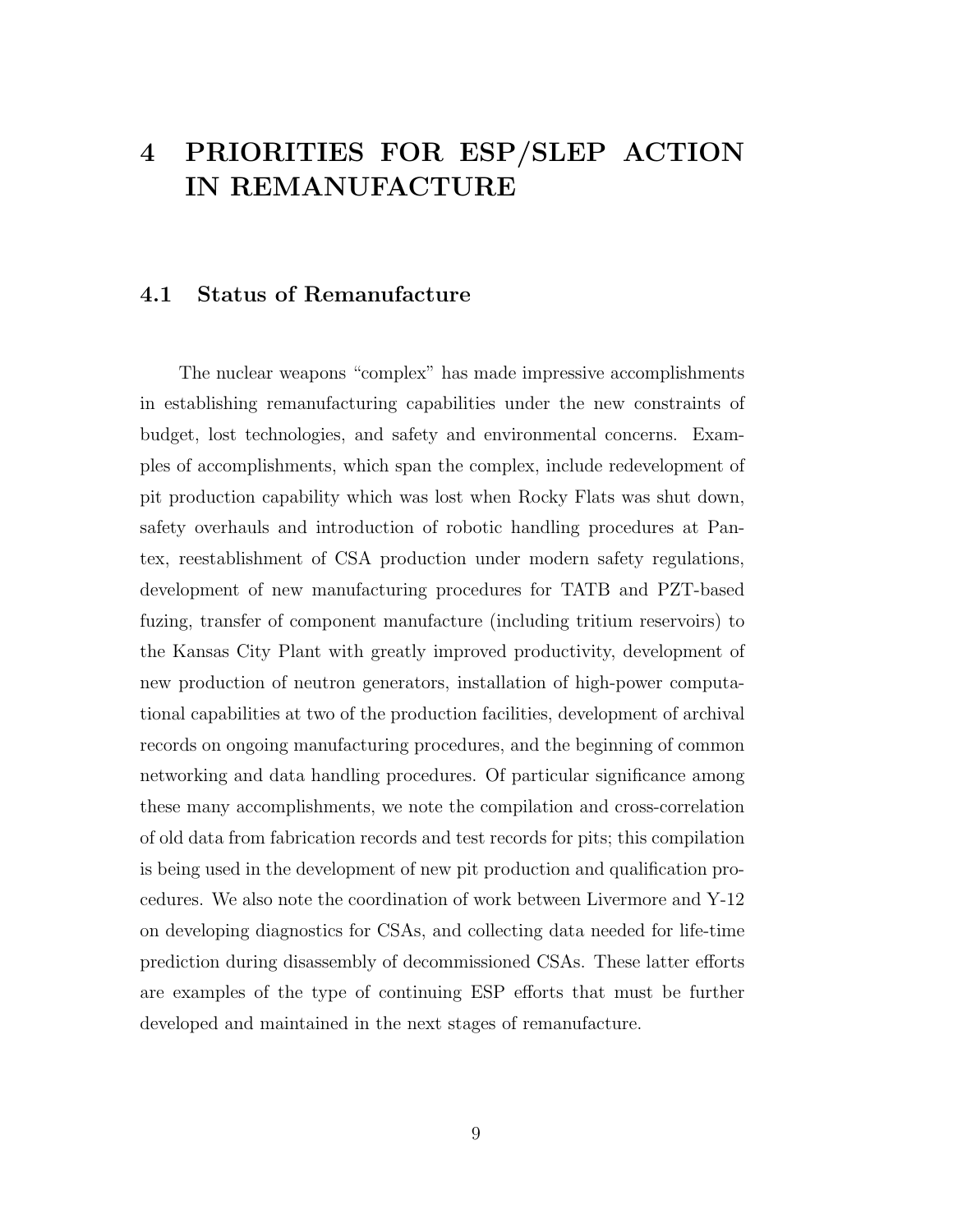# 4 PRIORITIES FOR ESP/SLEP ACTION IN REMANUFACTURE

## 4.1 Status of Remanufacture

The nuclear weapons "complex" has made impressive accomplishments in establishing remanufacturing capabilities under the new constraints of budget, lost technologies, and safety and environmental concerns. Examples of accomplishments, which span the complex, include redevelopment of pit production capability which was lost when Rocky Flats was shut down, safety overhauls and introduction of robotic handling procedures at Pantex, reestablishment of CSA production under modern safety regulations, development of new manufacturing procedures for TATB and PZT-based fuzing, transfer of component manufacture (including tritium reservoirs) to the Kansas City Plant with greatly improved productivity, development of new production of neutron generators, installation of high-power computational capabilities at two of the production facilities, development of archival records on ongoing manufacturing procedures, and the beginning of common networking and data handling procedures. Of particular significance among these many accomplishments, we note the compilation and cross-correlation of old data from fabrication records and test records for pits; this compilation is being used in the development of new pit production and qualification procedures. We also note the coordination of work between Livermore and Y-12 on developing diagnostics for CSAs, and collecting data needed for life-time prediction during disassembly of decommissioned CSAs. These latter efforts are examples of the type of continuing ESP efforts that must be further developed and maintained in the next stages of remanufacture.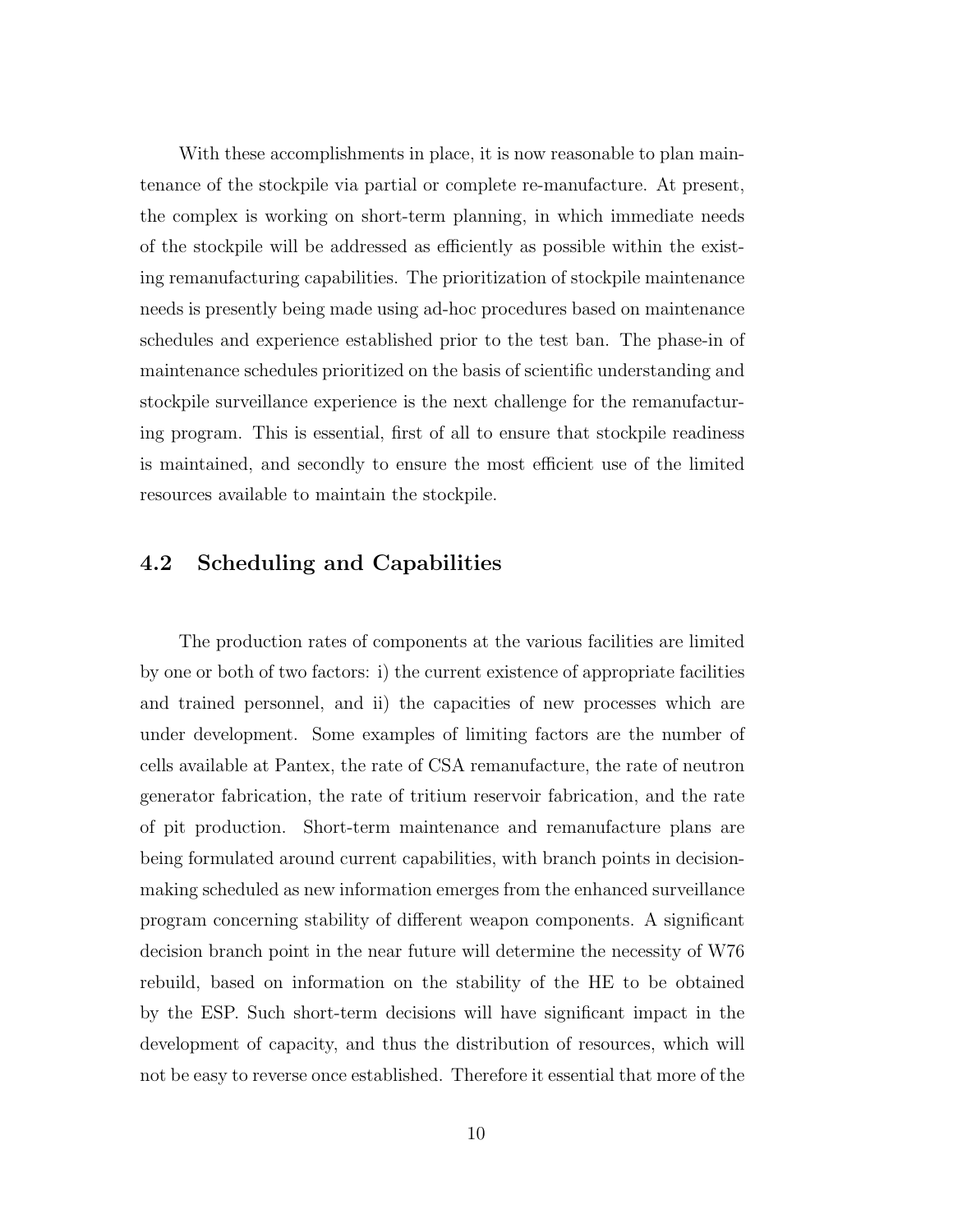With these accomplishments in place, it is now reasonable to plan maintenance of the stockpile via partial or complete re-manufacture. At present, the complex is working on short-term planning, in which immediate needs of the stockpile will be addressed as efficiently as possible within the existing remanufacturing capabilities. The prioritization of stockpile maintenance needs is presently being made using ad-hoc procedures based on maintenance schedules and experience established prior to the test ban. The phase-in of maintenance schedules prioritized on the basis of scientific understanding and stockpile surveillance experience is the next challenge for the remanufacturing program. This is essential, first of all to ensure that stockpile readiness is maintained, and secondly to ensure the most efficient use of the limited resources available to maintain the stockpile.

## 4.2 Scheduling and Capabilities

The production rates of components at the various facilities are limited by one or both of two factors: i) the current existence of appropriate facilities and trained personnel, and ii) the capacities of new processes which are under development. Some examples of limiting factors are the number of cells available at Pantex, the rate of CSA remanufacture, the rate of neutron generator fabrication, the rate of tritium reservoir fabrication, and the rate of pit production. Short-term maintenance and remanufacture plans are being formulated around current capabilities, with branch points in decision-making scheduled as new information emerges from the enhanced surveillance program concerning stability of different weapon components. A significant decision branch point in the near future will determine the necessity of W76 rebuild, based on information on the stability of the HE to be obtained by the ESP. Such short-term decisions will have significant impact in the development of capacity, and thus the distribution of resources, which will not be easy to reverse once established. Therefore it essential that more of the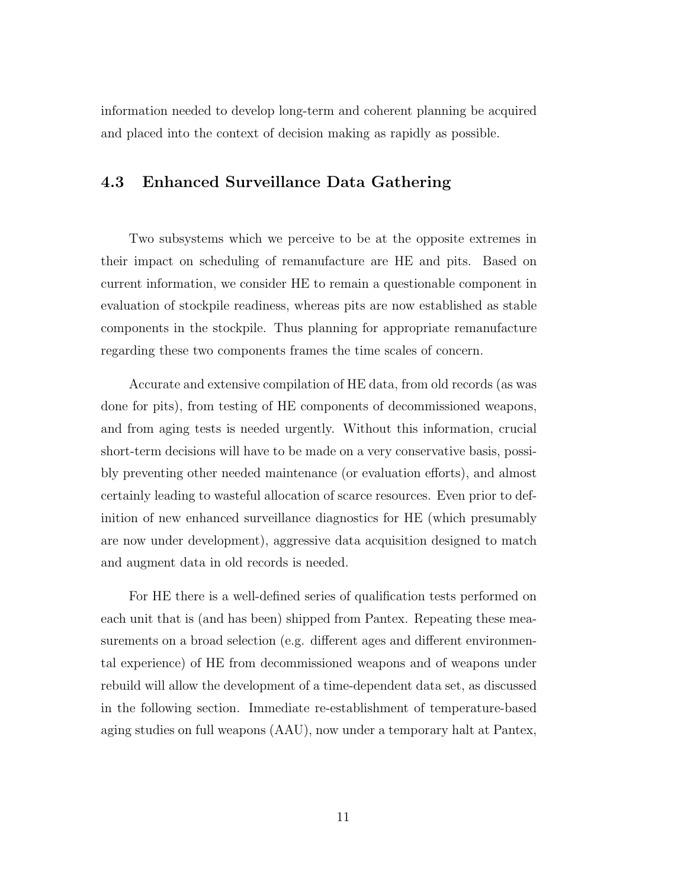information needed to develop long-term and coherent planning be acquired and placed into the context of decision making as rapidly as possible.

### 4.3 Enhanced Surveillance Data Gathering

Two subsystems which we perceive to be at the opposite extremes in their impact on scheduling of remanufacture are HE and pits. Based on current information, we consider HE to remain a questionable component in evaluation of stockpile readiness, whereas pits are now established as stable components in the stockpile. Thus planning for appropriate remanufacture regarding these two components frames the time scales of concern.

Accurate and extensive compilation of HE data, from old records (as was done for pits), from testing of HE components of decommissioned weapons, and from aging tests is needed urgently. Without this information, crucial short-term decisions will have to be made on a very conservative basis, possibly preventing other needed maintenance (or evaluation efforts), and almost certainly leading to wasteful allocation of scarce resources. Even prior to definition of new enhanced surveillance diagnostics for HE (which presumably are now under development), aggressive data acquisition designed to match and augment data in old records is needed.

For HE there is a well-defined series of qualification tests performed on each unit that is (and has been) shipped from Pantex. Repeating these measurements on a broad selection (e.g. different ages and different environmental experience) of HE from decommissioned weapons and of weapons under rebuild will allow the development of a time-dependent data set, as discussed in the following section. Immediate re-establishment of temperature-based aging studies on full weapons (AAU), now under a temporary halt at Pantex,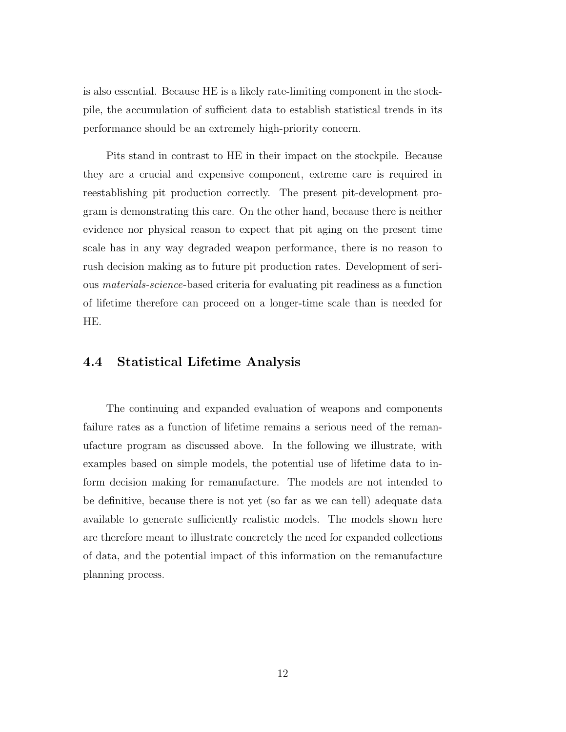is also essential. Because HE is a likely rate-limiting component in the stockpile, the accumulation of sufficient data to establish statistical trends in its performance should be an extremely high-priority concern.

Pits stand in contrast to HE in their impact on the stockpile. Because they are a crucial and expensive component, extreme care is required in reestablishing pit production correctly. The present pit-development program is demonstrating this care. On the other hand, because there is neither evidence nor physical reason to expect that pit aging on the present time scale has in any way degraded weapon performance, there is no reason to rush decision making as to future pit production rates. Development of serious *materials-science*-based criteria for evaluating pit readiness as a function of lifetime therefore can proceed on a longer-time scale than is needed for HE.

## 4.4 Statistical Lifetime Analysis

The continuing and expanded evaluation of weapons and components failure rates as a function of lifetime remains a serious need of the remanufacture program as discussed above. In the following we illustrate, with examples based on simple models, the potential use of lifetime data to inform decision making for remanufacture. The models are not intended to be definitive, because there is not yet (so far as we can tell) adequate data available to generate sufficiently realistic models. The models shown here are therefore meant to illustrate concretely the need for expanded collections of data, and the potential impact of this information on the remanufacture planning process.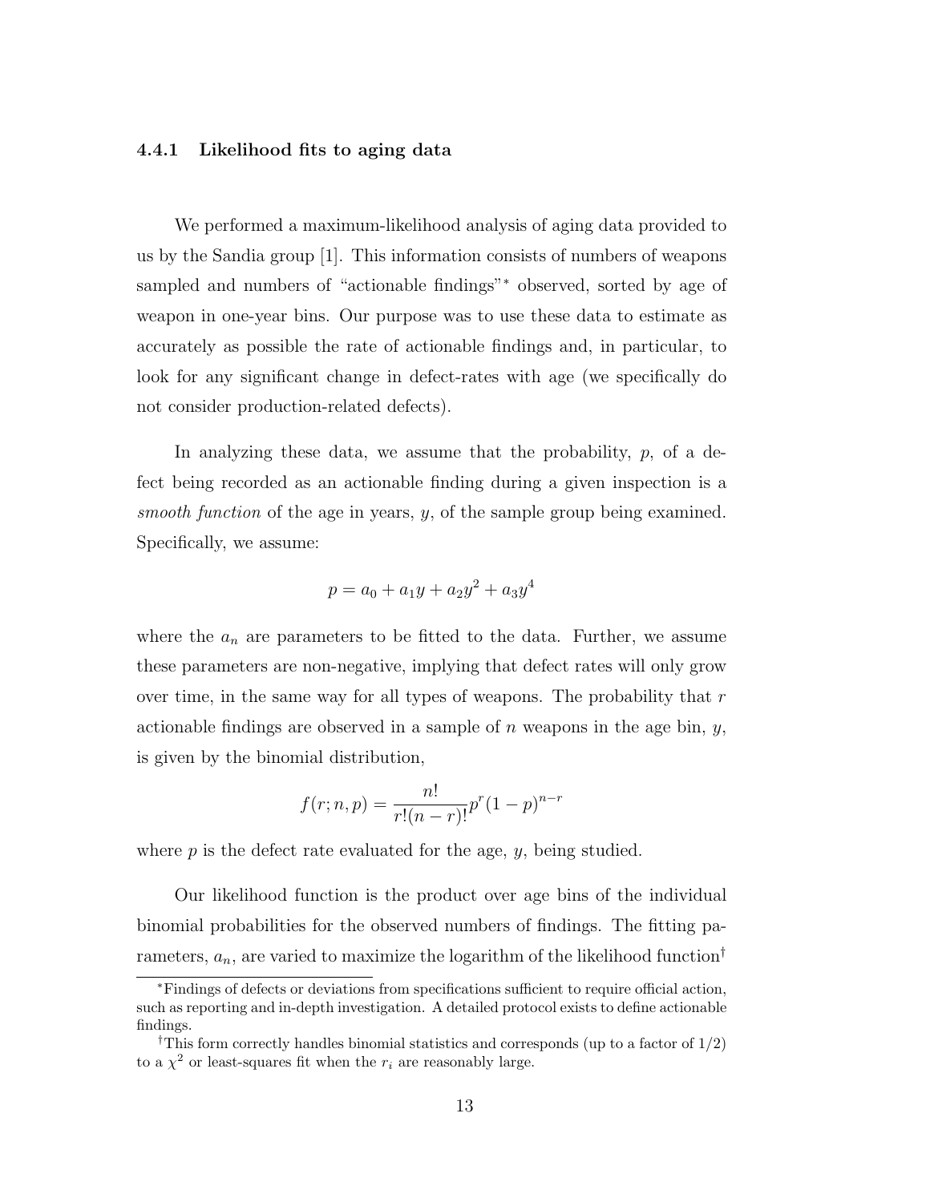### 4.4.1 Likelihood fits to aging data

We performed a maximum-likelihood analysis of aging data provided to us by the Sandia group [1]. This information consists of numbers of weapons sampled and numbers of "actionable findings"* observed, sorted by age of weapon in one-year bins. Our purpose was to use these data to estimate as accurately as possible the rate of actionable findings and, in particular, to look for any significant change in defect-rates with age (we specifically do not consider production-related defects).

In analyzing these data, we assume that the probability, $p$, of a defect being recorded as an actionable finding during a given inspection is a *smooth function* of the age in years, $y$, of the sample group being examined. Specifically, we assume:

$$p = a_0 + a_1 y + a_2 y^2 + a_3 y^4$$

where the $a_n$ are parameters to be fitted to the data. Further, we assume these parameters are non-negative, implying that defect rates will only grow over time, in the same way for all types of weapons. The probability that $r$ actionable findings are observed in a sample of $n$ weapons in the age bin, $y$, is given by the binomial distribution,

$$f(r; n, p) = \frac{n!}{r!(n-r)!} p^r (1-p)^{n-r}$$

where $p$ is the defect rate evaluated for the age, $y$, being studied.

Our likelihood function is the product over age bins of the individual binomial probabilities for the observed numbers of findings. The fitting parameters, $a_n$, are varied to maximize the logarithm of the likelihood function†

---

*Findings of defects or deviations from specifications sufficient to require official action, such as reporting and in-depth investigation. A detailed protocol exists to define actionable findings.

†This form correctly handles binomial statistics and corresponds (up to a factor of 1/2) to a $\chi^2$ or least-squares fit when the $r_i$ are reasonably large.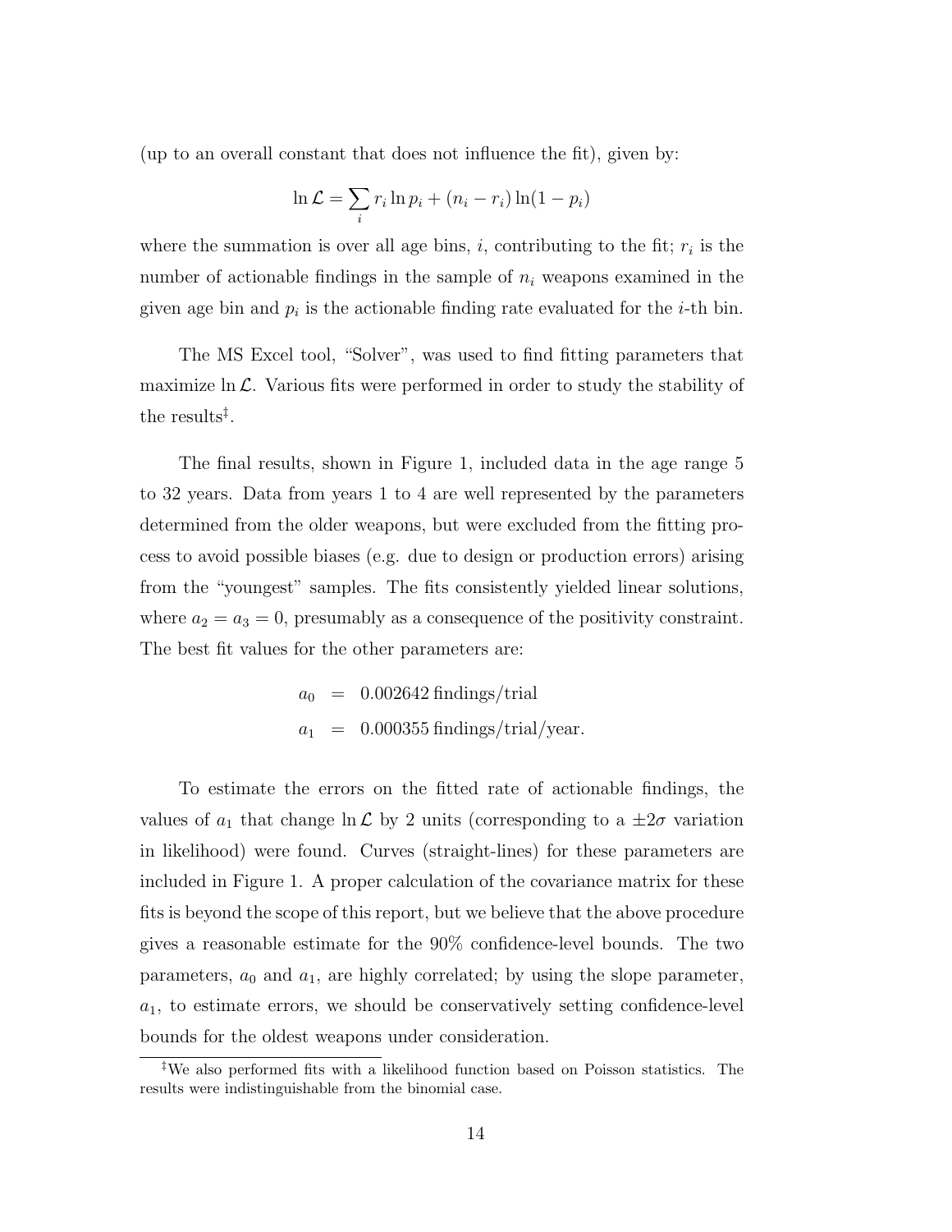(up to an overall constant that does not influence the fit), given by:

$$\ln \mathcal{L} = \sum_i r_i \ln p_i + (n_i - r_i) \ln(1 - p_i)$$

where the summation is over all age bins, $i$, contributing to the fit; $r_i$ is the number of actionable findings in the sample of $n_i$ weapons examined in the given age bin and $p_i$ is the actionable finding rate evaluated for the $i$-th bin.

The MS Excel tool, "Solver", was used to find fitting parameters that maximize $\ln \mathcal{L}$. Various fits were performed in order to study the stability of the results[‡].

The final results, shown in Figure 1, included data in the age range 5 to 32 years. Data from years 1 to 4 are well represented by the parameters determined from the older weapons, but were excluded from the fitting process to avoid possible biases (e.g. due to design or production errors) arising from the "youngest" samples. The fits consistently yielded linear solutions, where $a_2 = a_3 = 0$, presumably as a consequence of the positivity constraint. The best fit values for the other parameters are:

$$\begin{aligned} a_0 &= 0.002642 \,\text{findings/trial} \\ a_1 &= 0.000355 \,\text{findings/trial/year.} \end{aligned}$$

To estimate the errors on the fitted rate of actionable findings, the values of $a_1$ that change $\ln \mathcal{L}$ by 2 units (corresponding to a $\pm 2\sigma$ variation in likelihood) were found. Curves (straight-lines) for these parameters are included in Figure 1. A proper calculation of the covariance matrix for these fits is beyond the scope of this report, but we believe that the above procedure gives a reasonable estimate for the 90% confidence-level bounds. The two parameters, $a_0$ and $a_1$, are highly correlated; by using the slope parameter, $a_1$, to estimate errors, we should be conservatively setting confidence-level bounds for the oldest weapons under consideration.

[‡] We also performed fits with a likelihood function based on Poisson statistics. The results were indistinguishable from the binomial case.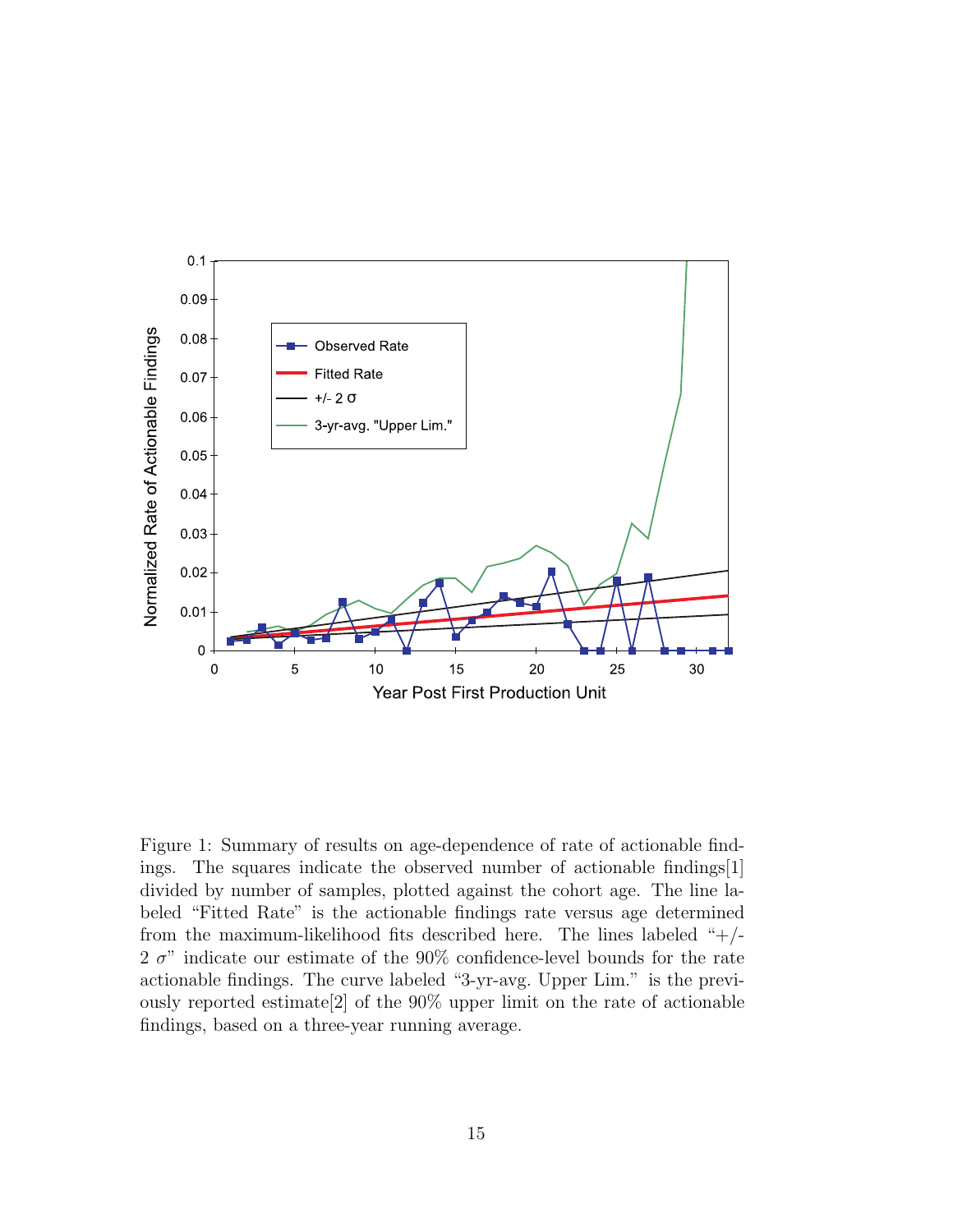Figure 1: Summary of results on age-dependence of rate of actionable findings. The squares indicate the observed number of actionable findings[1] divided by number of samples, plotted against the cohort age. The line labeled "Fitted Rate" is the actionable findings rate versus age determined from the maximum-likelihood fits described here. The lines labeled "+/- 2 $\sigma$" indicate our estimate of the 90% confidence-level bounds for the rate actionable findings. The curve labeled "3-yr-avg. Upper Lim." is the previously reported estimate[2] of the 90% upper limit on the rate of actionable findings, based on a three-year running average.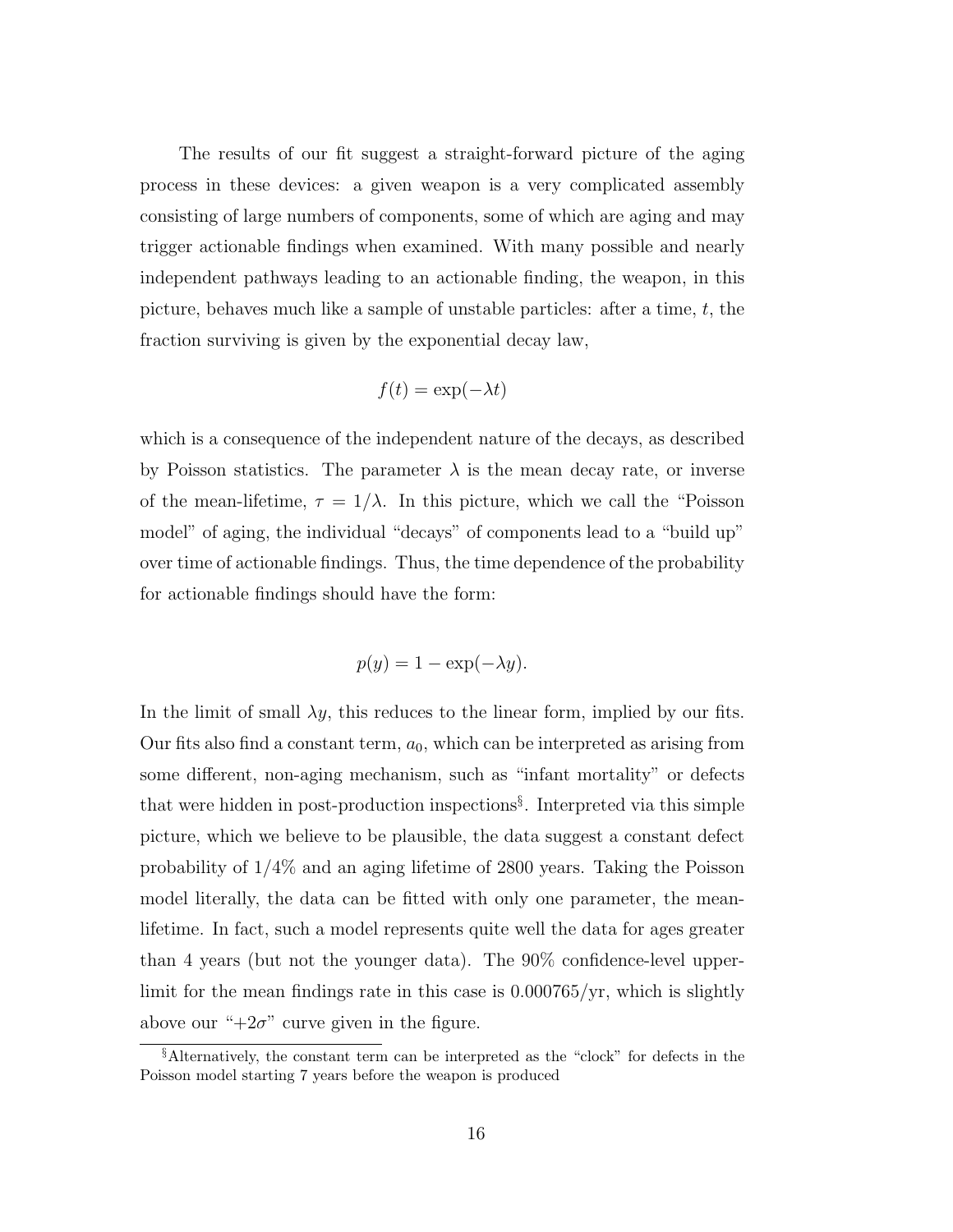The results of our fit suggest a straight-forward picture of the aging process in these devices: a given weapon is a very complicated assembly consisting of large numbers of components, some of which are aging and may trigger actionable findings when examined. With many possible and nearly independent pathways leading to an actionable finding, the weapon, in this picture, behaves much like a sample of unstable particles: after a time, $t$, the fraction surviving is given by the exponential decay law,

$$f(t) = \exp(-\lambda t)$$

which is a consequence of the independent nature of the decays, as described by Poisson statistics. The parameter $\lambda$ is the mean decay rate, or inverse of the mean-lifetime, $\tau = 1/\lambda$. In this picture, which we call the "Poisson model" of aging, the individual "decays" of components lead to a "build up" over time of actionable findings. Thus, the time dependence of the probability for actionable findings should have the form:

$$p(y) = 1 - \exp(-\lambda y).$$

In the limit of small $\lambda y$, this reduces to the linear form, implied by our fits. Our fits also find a constant term, $a_0$, which can be interpreted as arising from some different, non-aging mechanism, such as "infant mortality" or defects that were hidden in post-production inspections[§]. Interpreted via this simple picture, which we believe to be plausible, the data suggest a constant defect probability of 1/4% and an aging lifetime of 2800 years. Taking the Poisson model literally, the data can be fitted with only one parameter, the mean-lifetime. In fact, such a model represents quite well the data for ages greater than 4 years (but not the younger data). The 90% confidence-level upper-limit for the mean findings rate in this case is 0.000765/yr, which is slightly above our "$+2\sigma$" curve given in the figure.

[§] Alternatively, the constant term can be interpreted as the "clock" for defects in the Poisson model starting 7 years before the weapon is produced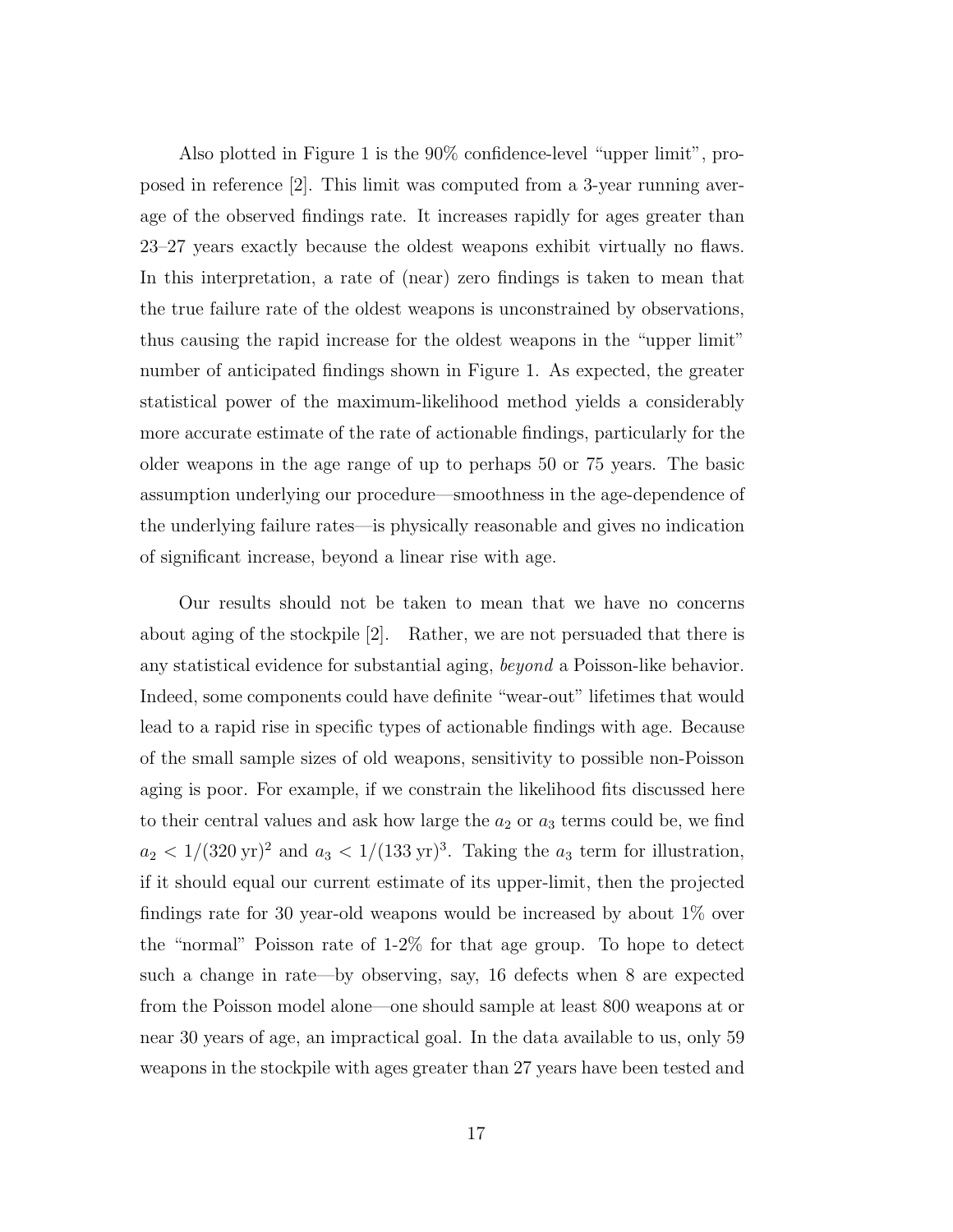Also plotted in Figure 1 is the 90% confidence-level "upper limit", proposed in reference [2]. This limit was computed from a 3-year running average of the observed findings rate. It increases rapidly for ages greater than 23–27 years exactly because the oldest weapons exhibit virtually no flaws. In this interpretation, a rate of (near) zero findings is taken to mean that the true failure rate of the oldest weapons is unconstrained by observations, thus causing the rapid increase for the oldest weapons in the "upper limit" number of anticipated findings shown in Figure 1. As expected, the greater statistical power of the maximum-likelihood method yields a considerably more accurate estimate of the rate of actionable findings, particularly for the older weapons in the age range of up to perhaps 50 or 75 years. The basic assumption underlying our procedure—smoothness in the age-dependence of the underlying failure rates—is physically reasonable and gives no indication of significant increase, beyond a linear rise with age.

Our results should not be taken to mean that we have no concerns about aging of the stockpile [2]. Rather, we are not persuaded that there is any statistical evidence for substantial aging, *beyond* a Poisson-like behavior. Indeed, some components could have definite "wear-out" lifetimes that would lead to a rapid rise in specific types of actionable findings with age. Because of the small sample sizes of old weapons, sensitivity to possible non-Poisson aging is poor. For example, if we constrain the likelihood fits discussed here to their central values and ask how large the $a_2$ or $a_3$ terms could be, we find $a_2 < 1/(320\,\mathrm{yr})^2$ and $a_3 < 1/(133\,\mathrm{yr})^3$. Taking the $a_3$ term for illustration, if it should equal our current estimate of its upper-limit, then the projected findings rate for 30 year-old weapons would be increased by about 1% over the "normal" Poisson rate of 1-2% for that age group. To hope to detect such a change in rate—by observing, say, 16 defects when 8 are expected from the Poisson model alone—one should sample at least 800 weapons at or near 30 years of age, an impractical goal. In the data available to us, only 59 weapons in the stockpile with ages greater than 27 years have been tested and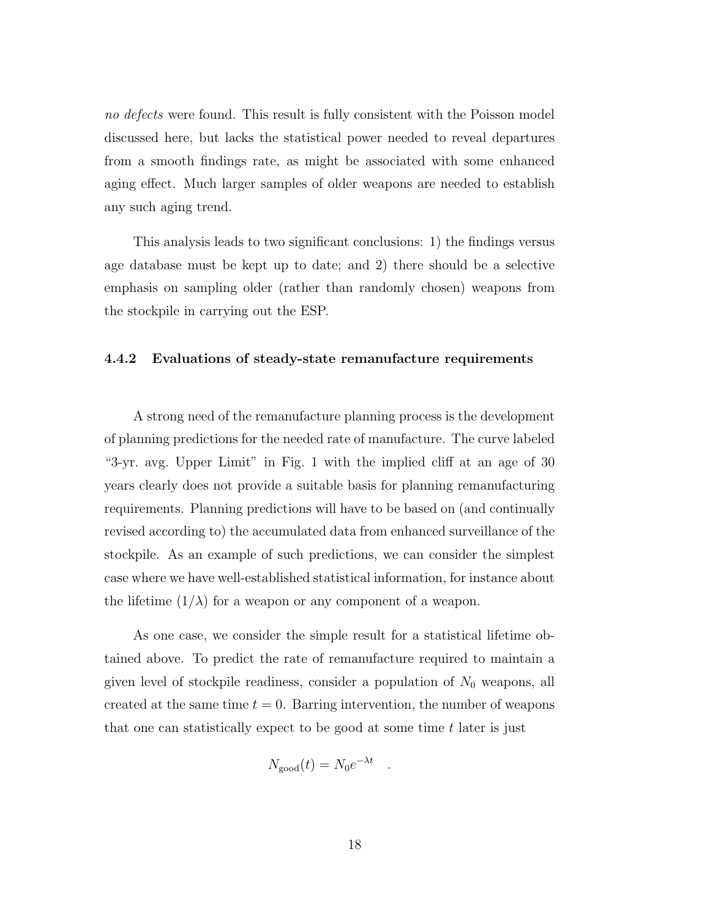*no defects* were found. This result is fully consistent with the Poisson model discussed here, but lacks the statistical power needed to reveal departures from a smooth findings rate, as might be associated with some enhanced aging effect. Much larger samples of older weapons are needed to establish any such aging trend.

This analysis leads to two significant conclusions: 1) the findings versus age database must be kept up to date; and 2) there should be a selective emphasis on sampling older (rather than randomly chosen) weapons from the stockpile in carrying out the ESP.

### 4.4.2 Evaluations of steady-state remanufacture requirements

A strong need of the remanufacture planning process is the development of planning predictions for the needed rate of manufacture. The curve labeled "3-yr. avg. Upper Limit" in Fig. 1 with the implied cliff at an age of 30 years clearly does not provide a suitable basis for planning remanufacturing requirements. Planning predictions will have to be based on (and continually revised according to) the accumulated data from enhanced surveillance of the stockpile. As an example of such predictions, we can consider the simplest case where we have well-established statistical information, for instance about the lifetime $(1/\lambda)$ for a weapon or any component of a weapon.

As one case, we consider the simple result for a statistical lifetime obtained above. To predict the rate of remanufacture required to maintain a given level of stockpile readiness, consider a population of $N_0$ weapons, all created at the same time $t = 0$. Barring intervention, the number of weapons that one can statistically expect to be good at some time $t$ later is just

$$N_{\text{good}}(t) = N_0 e^{-\lambda t} \quad .$$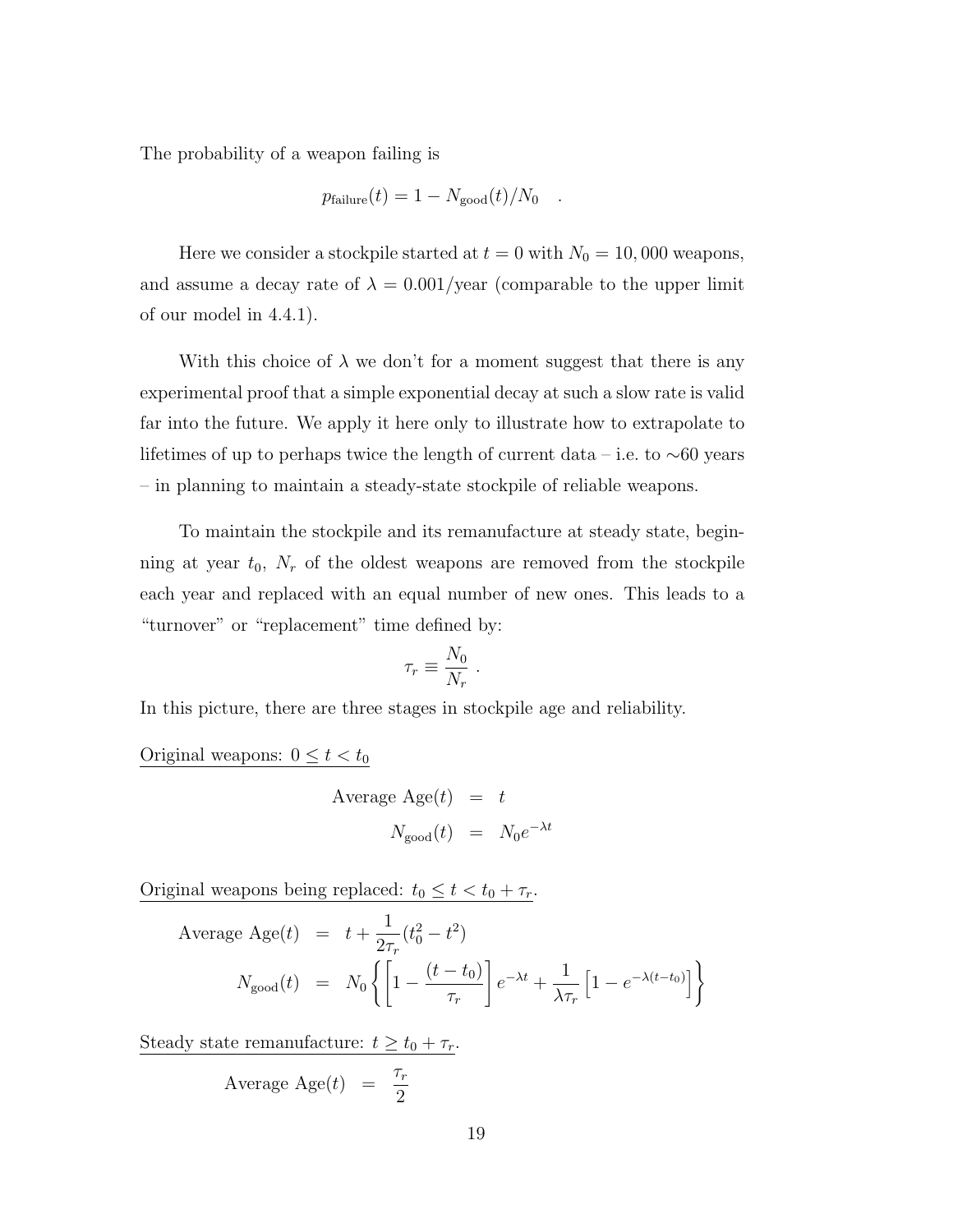The probability of a weapon failing is

$$p_{\text{failure}}(t) = 1 - N_{\text{good}}(t)/N_0 \quad .$$

Here we consider a stockpile started at $t = 0$ with $N_0 = 10,000$ weapons, and assume a decay rate of $\lambda = 0.001$/year (comparable to the upper limit of our model in 4.4.1).

With this choice of $\lambda$ we don't for a moment suggest that there is any experimental proof that a simple exponential decay at such a slow rate is valid far into the future. We apply it here only to illustrate how to extrapolate to lifetimes of up to perhaps twice the length of current data – i.e. to ∼60 years – in planning to maintain a steady-state stockpile of reliable weapons.

To maintain the stockpile and its remanufacture at steady state, beginning at year $t_0$, $N_r$ of the oldest weapons are removed from the stockpile each year and replaced with an equal number of new ones. This leads to a "turnover" or "replacement" time defined by:

$$\tau_r \equiv \frac{N_0}{N_r} \ .$$

In this picture, there are three stages in stockpile age and reliability.

Original weapons: $0 \leq t < t_0$

$$\begin{aligned}
\text{Average Age}(t) &= t \\
N_{\text{good}}(t) &= N_0 e^{-\lambda t}
\end{aligned}$$

Original weapons being replaced: $t_0 \leq t < t_0 + \tau_r$.

$$\begin{aligned}
\text{Average Age}(t) &= t + \frac{1}{2\tau_r}(t_0^2 - t^2) \\
N_{\text{good}}(t) &= N_0 \left\{ \left[ 1 - \frac{(t - t_0)}{\tau_r} \right] e^{-\lambda t} + \frac{1}{\lambda \tau_r} \left[ 1 - e^{-\lambda (t - t_0)} \right] \right\}
\end{aligned}$$

Steady state remanufacture: $t \geq t_0 + \tau_r$.

$$\text{Average Age}(t) = \frac{\tau_r}{2}$$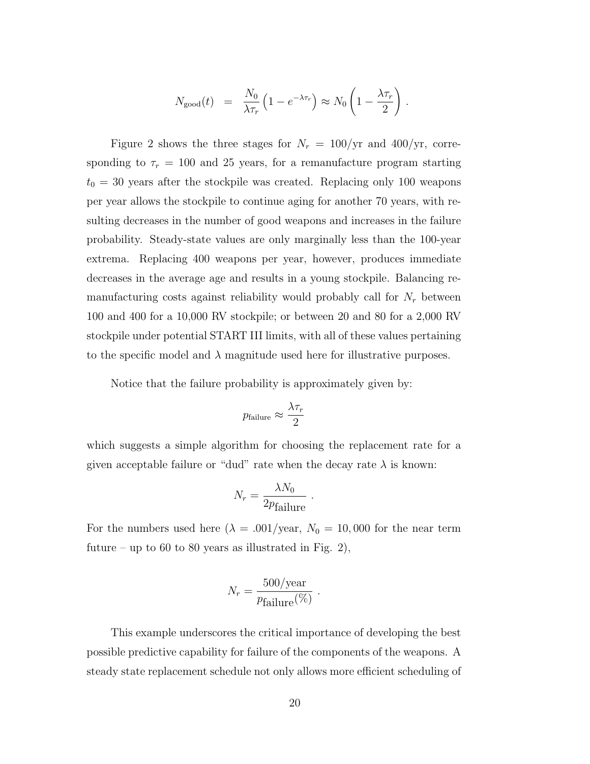$$N_{\rm good}(t) \;\; = \;\; \frac{N_0}{\lambda\tau_r}\left(1 - e^{-\lambda\tau_r}\right) \approx N_0\left(1 - \frac{\lambda\tau_r}{2}\right) .$$

Figure 2 shows the three stages for $N_r = 100$/yr and 400/yr, corresponding to $\tau_r = 100$ and 25 years, for a remanufacture program starting $t_0 = 30$ years after the stockpile was created. Replacing only 100 weapons per year allows the stockpile to continue aging for another 70 years, with resulting decreases in the number of good weapons and increases in the failure probability. Steady-state values are only marginally less than the 100-year extrema. Replacing 400 weapons per year, however, produces immediate decreases in the average age and results in a young stockpile. Balancing remanufacturing costs against reliability would probably call for $N_r$ between 100 and 400 for a 10,000 RV stockpile; or between 20 and 80 for a 2,000 RV stockpile under potential START III limits, with all of these values pertaining to the specific model and $\lambda$ magnitude used here for illustrative purposes.

Notice that the failure probability is approximately given by:

$$p_{\rm failure} \approx \frac{\lambda\tau_r}{2}$$

which suggests a simple algorithm for choosing the replacement rate for a given acceptable failure or "dud" rate when the decay rate $\lambda$ is known:

$$N_r = \frac{\lambda N_0}{2p_{\rm failure}} \; .$$

For the numbers used here ($\lambda = .001$/year, $N_0 = 10,000$ for the near term future – up to 60 to 80 years as illustrated in Fig. 2),

$$N_r = \frac{500/\text{year}}{p_{\rm failure}(\%)} \; .$$

This example underscores the critical importance of developing the best possible predictive capability for failure of the components of the weapons. A steady state replacement schedule not only allows more efficient scheduling of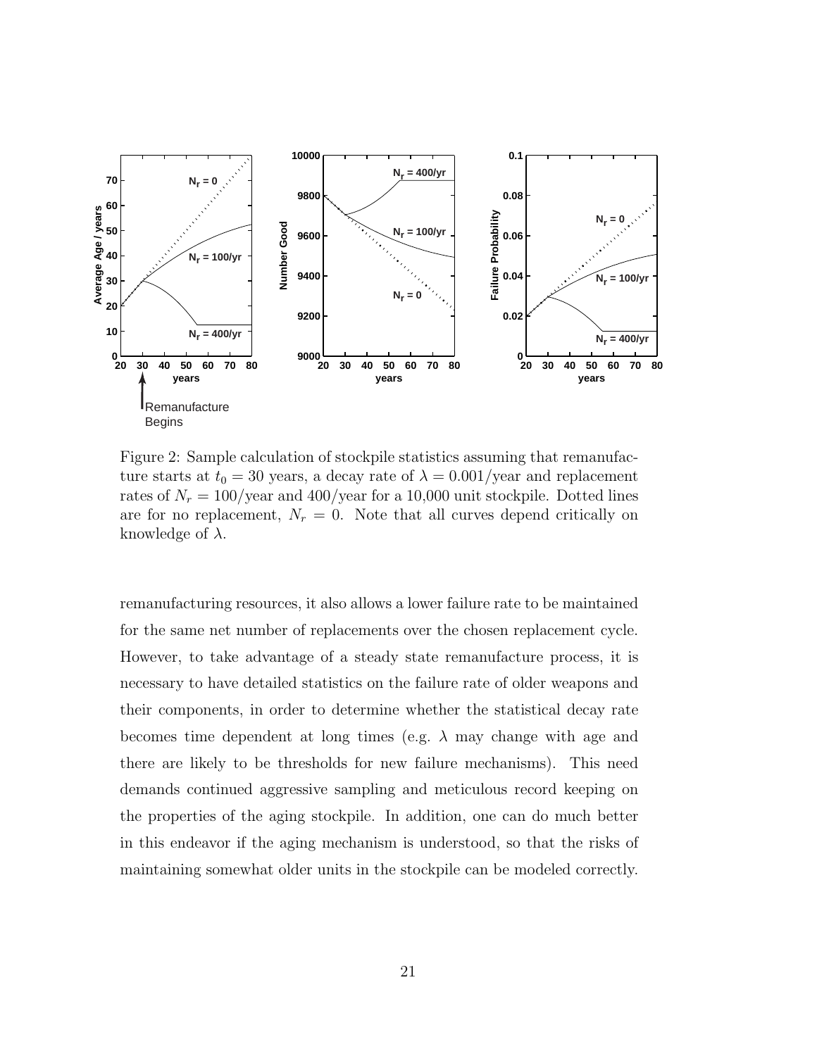Figure 2: Sample calculation of stockpile statistics assuming that remanufacture starts at $t_0 = 30$ years, a decay rate of $\lambda = 0.001$/year and replacement rates of $N_r = 100$/year and 400/year for a 10,000 unit stockpile. Dotted lines are for no replacement, $N_r = 0$. Note that all curves depend critically on knowledge of $\lambda$.

remanufacturing resources, it also allows a lower failure rate to be maintained for the same net number of replacements over the chosen replacement cycle. However, to take advantage of a steady state remanufacture process, it is necessary to have detailed statistics on the failure rate of older weapons and their components, in order to determine whether the statistical decay rate becomes time dependent at long times (e.g. $\lambda$ may change with age and there are likely to be thresholds for new failure mechanisms). This need demands continued aggressive sampling and meticulous record keeping on the properties of the aging stockpile. In addition, one can do much better in this endeavor if the aging mechanism is understood, so that the risks of maintaining somewhat older units in the stockpile can be modeled correctly.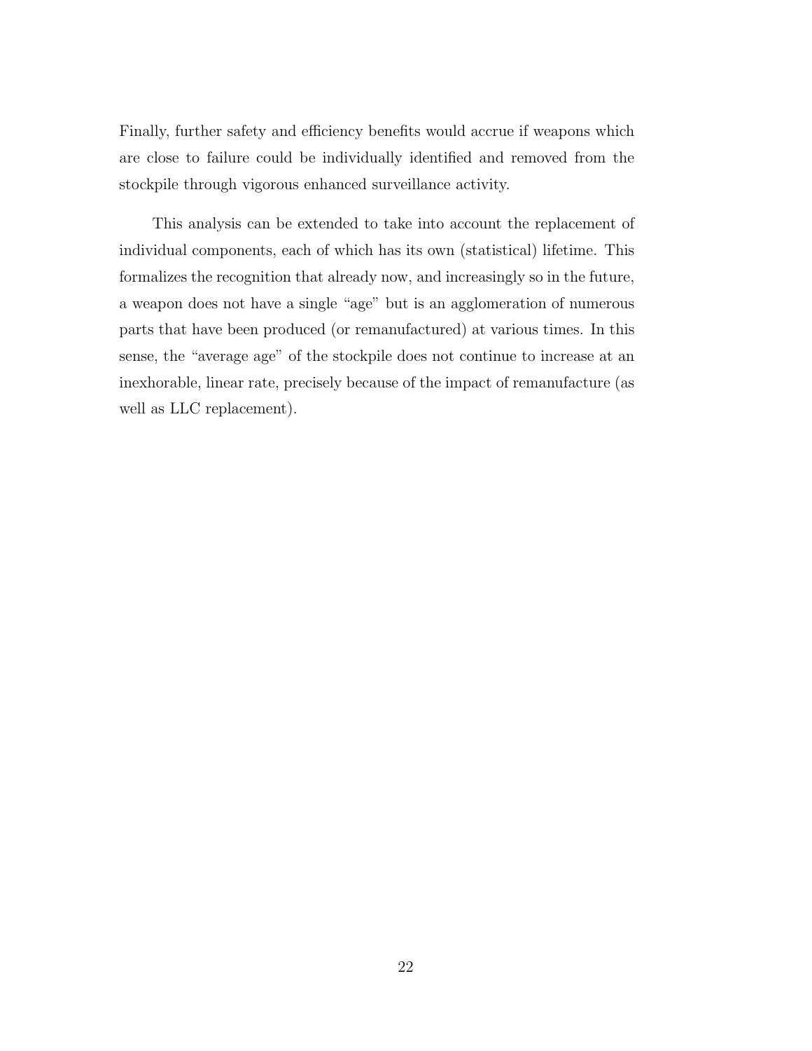Finally, further safety and efficiency benefits would accrue if weapons which are close to failure could be individually identified and removed from the stockpile through vigorous enhanced surveillance activity.

This analysis can be extended to take into account the replacement of individual components, each of which has its own (statistical) lifetime. This formalizes the recognition that already now, and increasingly so in the future, a weapon does not have a single "age" but is an agglomeration of numerous parts that have been produced (or remanufactured) at various times. In this sense, the "average age" of the stockpile does not continue to increase at an inexhorable, linear rate, precisely because of the impact of remanufacture (as well as LLC replacement).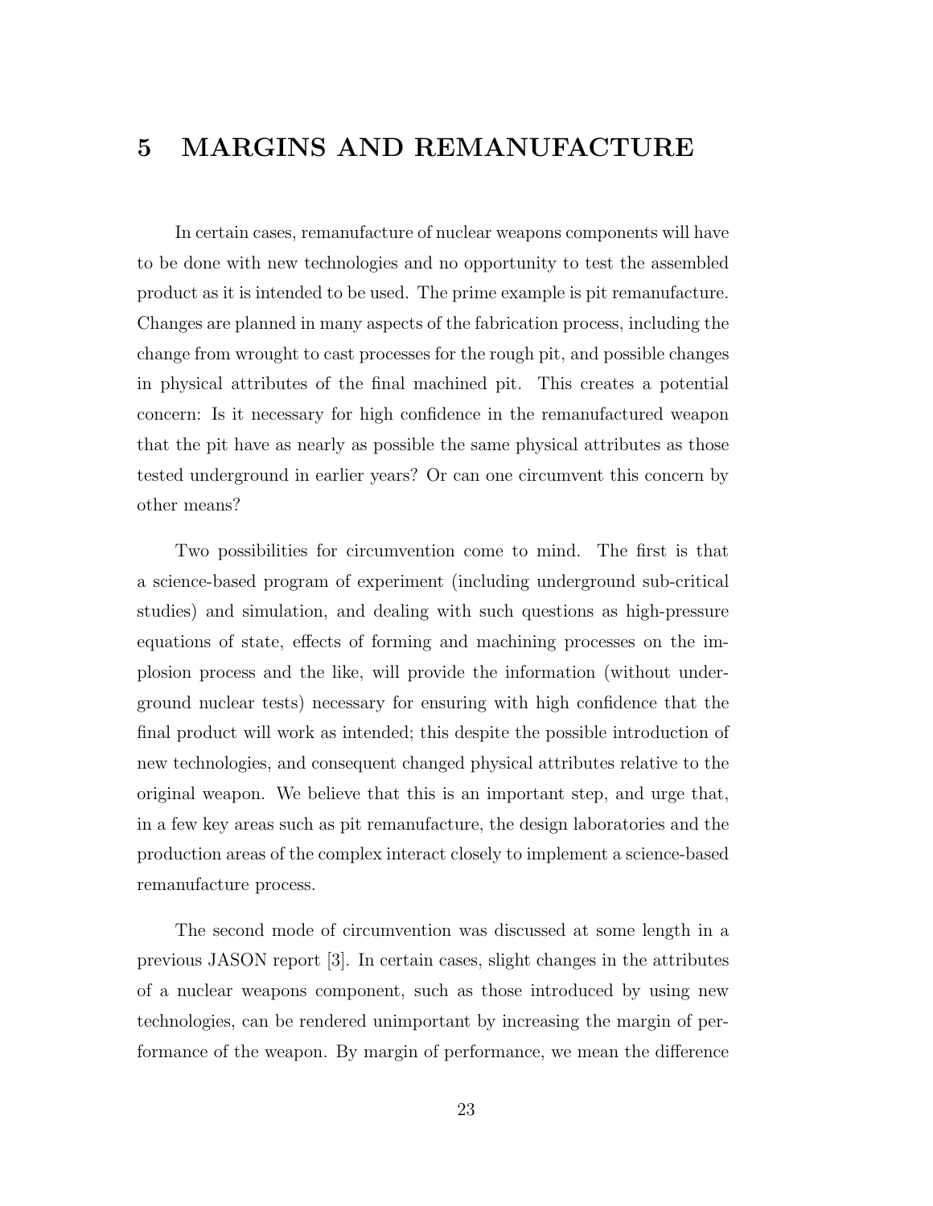# 5 MARGINS AND REMANUFACTURE

In certain cases, remanufacture of nuclear weapons components will have to be done with new technologies and no opportunity to test the assembled product as it is intended to be used. The prime example is pit remanufacture. Changes are planned in many aspects of the fabrication process, including the change from wrought to cast processes for the rough pit, and possible changes in physical attributes of the final machined pit. This creates a potential concern: Is it necessary for high confidence in the remanufactured weapon that the pit have as nearly as possible the same physical attributes as those tested underground in earlier years? Or can one circumvent this concern by other means?

Two possibilities for circumvention come to mind. The first is that a science-based program of experiment (including underground sub-critical studies) and simulation, and dealing with such questions as high-pressure equations of state, effects of forming and machining processes on the implosion process and the like, will provide the information (without underground nuclear tests) necessary for ensuring with high confidence that the final product will work as intended; this despite the possible introduction of new technologies, and consequent changed physical attributes relative to the original weapon. We believe that this is an important step, and urge that, in a few key areas such as pit remanufacture, the design laboratories and the production areas of the complex interact closely to implement a science-based remanufacture process.

The second mode of circumvention was discussed at some length in a previous JASON report [3]. In certain cases, slight changes in the attributes of a nuclear weapons component, such as those introduced by using new technologies, can be rendered unimportant by increasing the margin of performance of the weapon. By margin of performance, we mean the difference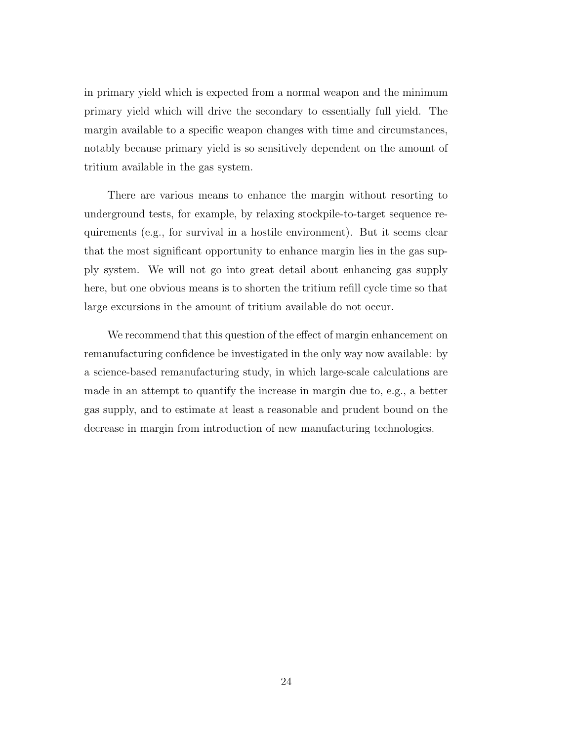in primary yield which is expected from a normal weapon and the minimum primary yield which will drive the secondary to essentially full yield. The margin available to a specific weapon changes with time and circumstances, notably because primary yield is so sensitively dependent on the amount of tritium available in the gas system.

There are various means to enhance the margin without resorting to underground tests, for example, by relaxing stockpile-to-target sequence requirements (e.g., for survival in a hostile environment). But it seems clear that the most significant opportunity to enhance margin lies in the gas supply system. We will not go into great detail about enhancing gas supply here, but one obvious means is to shorten the tritium refill cycle time so that large excursions in the amount of tritium available do not occur.

We recommend that this question of the effect of margin enhancement on remanufacturing confidence be investigated in the only way now available: by a science-based remanufacturing study, in which large-scale calculations are made in an attempt to quantify the increase in margin due to, e.g., a better gas supply, and to estimate at least a reasonable and prudent bound on the decrease in margin from introduction of new manufacturing technologies.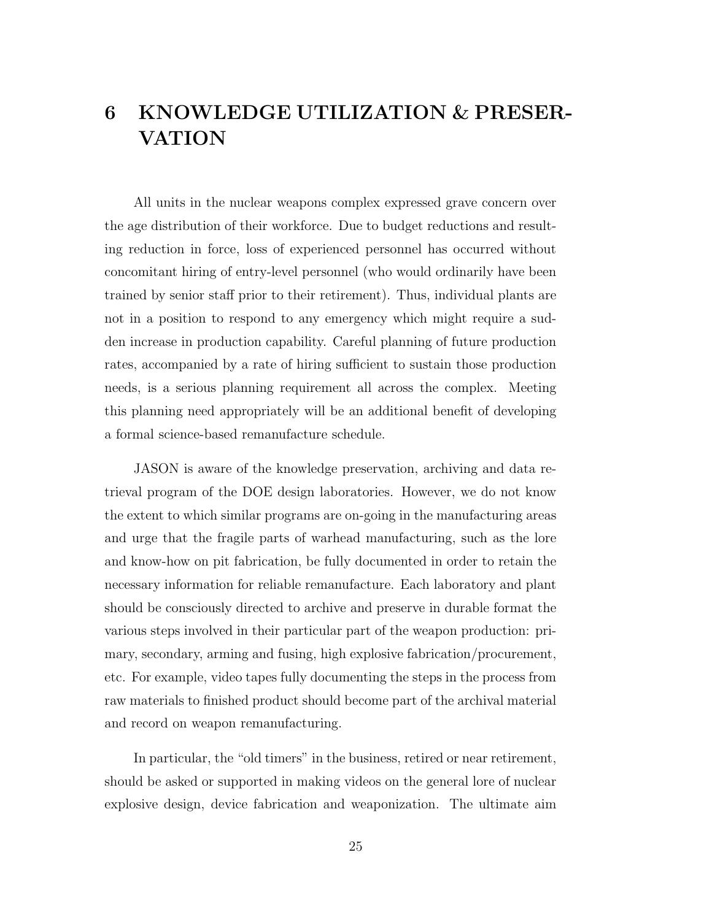# 6 KNOWLEDGE UTILIZATION & PRESERVATION

All units in the nuclear weapons complex expressed grave concern over the age distribution of their workforce. Due to budget reductions and resulting reduction in force, loss of experienced personnel has occurred without concomitant hiring of entry-level personnel (who would ordinarily have been trained by senior staff prior to their retirement). Thus, individual plants are not in a position to respond to any emergency which might require a sudden increase in production capability. Careful planning of future production rates, accompanied by a rate of hiring sufficient to sustain those production needs, is a serious planning requirement all across the complex. Meeting this planning need appropriately will be an additional benefit of developing a formal science-based remanufacture schedule.

JASON is aware of the knowledge preservation, archiving and data retrieval program of the DOE design laboratories. However, we do not know the extent to which similar programs are on-going in the manufacturing areas and urge that the fragile parts of warhead manufacturing, such as the lore and know-how on pit fabrication, be fully documented in order to retain the necessary information for reliable remanufacture. Each laboratory and plant should be consciously directed to archive and preserve in durable format the various steps involved in their particular part of the weapon production: primary, secondary, arming and fusing, high explosive fabrication/procurement, etc. For example, video tapes fully documenting the steps in the process from raw materials to finished product should become part of the archival material and record on weapon remanufacturing.

In particular, the "old timers" in the business, retired or near retirement, should be asked or supported in making videos on the general lore of nuclear explosive design, device fabrication and weaponization. The ultimate aim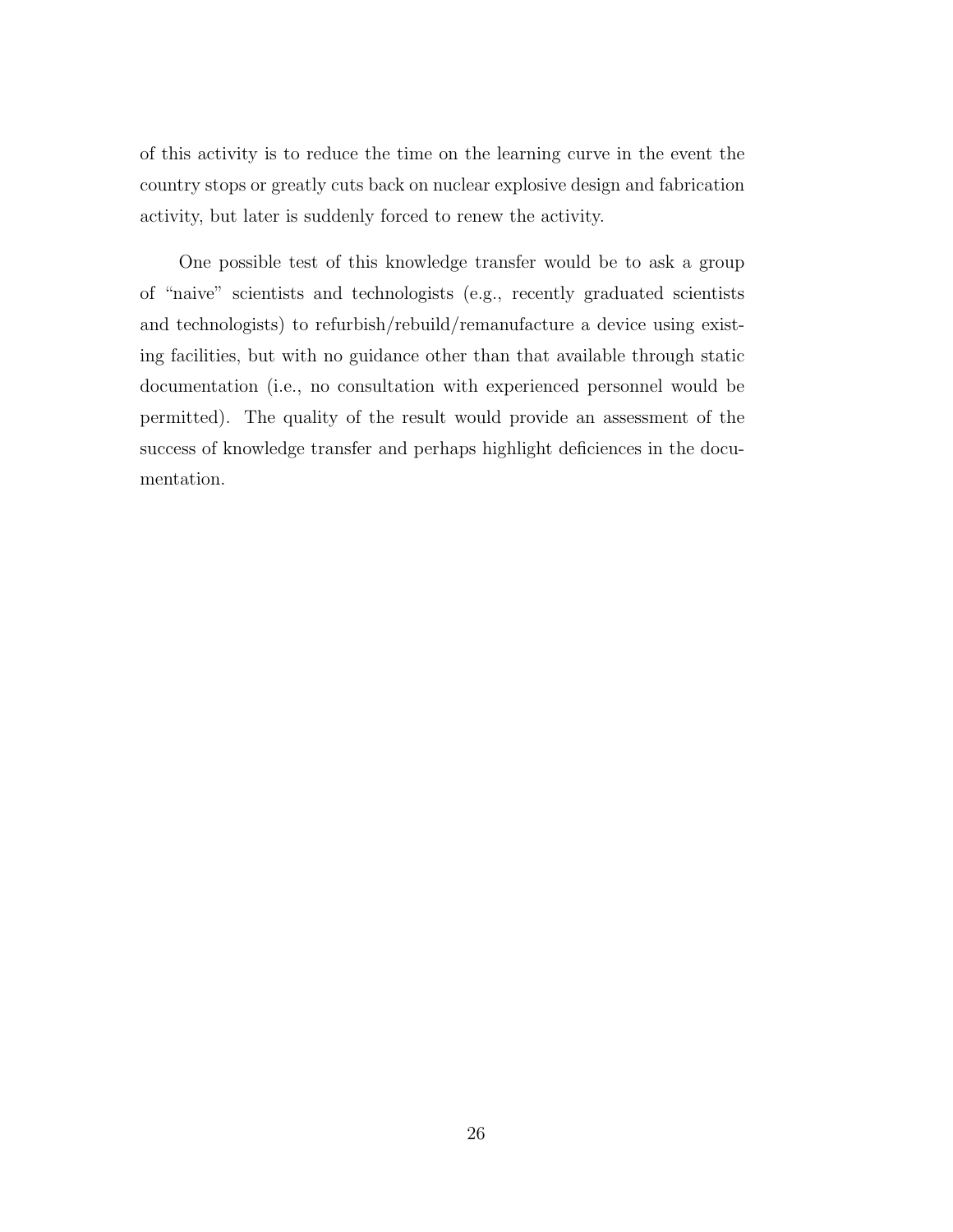of this activity is to reduce the time on the learning curve in the event the country stops or greatly cuts back on nuclear explosive design and fabrication activity, but later is suddenly forced to renew the activity.

One possible test of this knowledge transfer would be to ask a group of "naive" scientists and technologists (e.g., recently graduated scientists and technologists) to refurbish/rebuild/remanufacture a device using existing facilities, but with no guidance other than that available through static documentation (i.e., no consultation with experienced personnel would be permitted). The quality of the result would provide an assessment of the success of knowledge transfer and perhaps highlight deficiences in the documentation.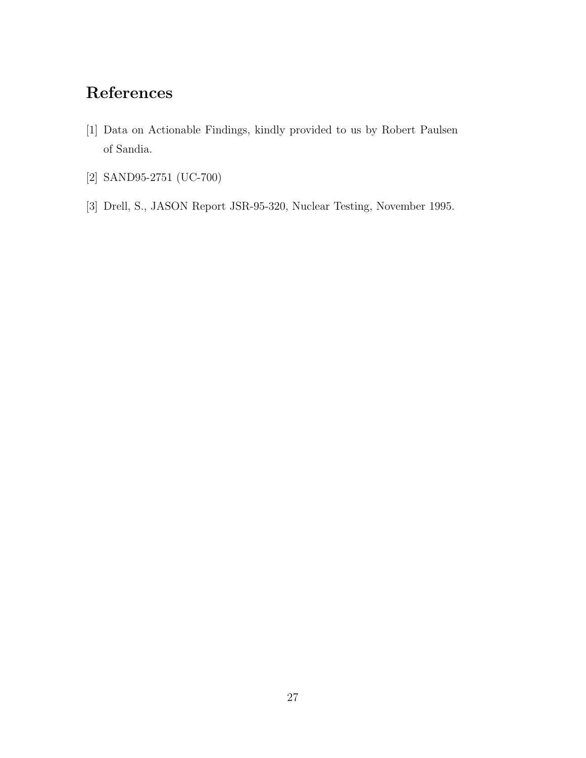# References

[1] Data on Actionable Findings, kindly provided to us by Robert Paulsen of Sandia.

[2] SAND95-2751 (UC-700)

[3] Drell, S., JASON Report JSR-95-320, Nuclear Testing, November 1995.